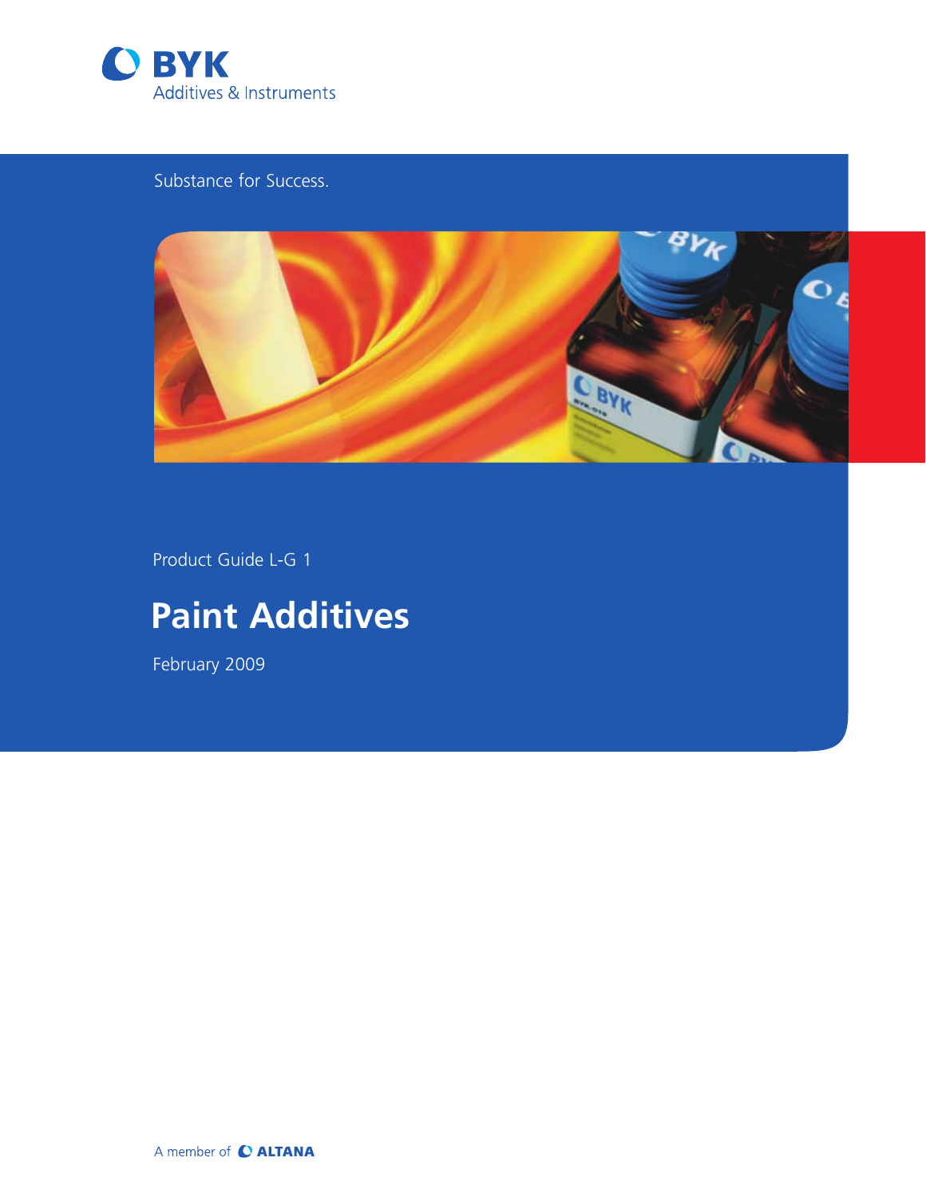BYK

Additives & Instruments

Substance for Success.

Product Guide L-G 1

# Paint Additives

February 2009

A member of ALTANA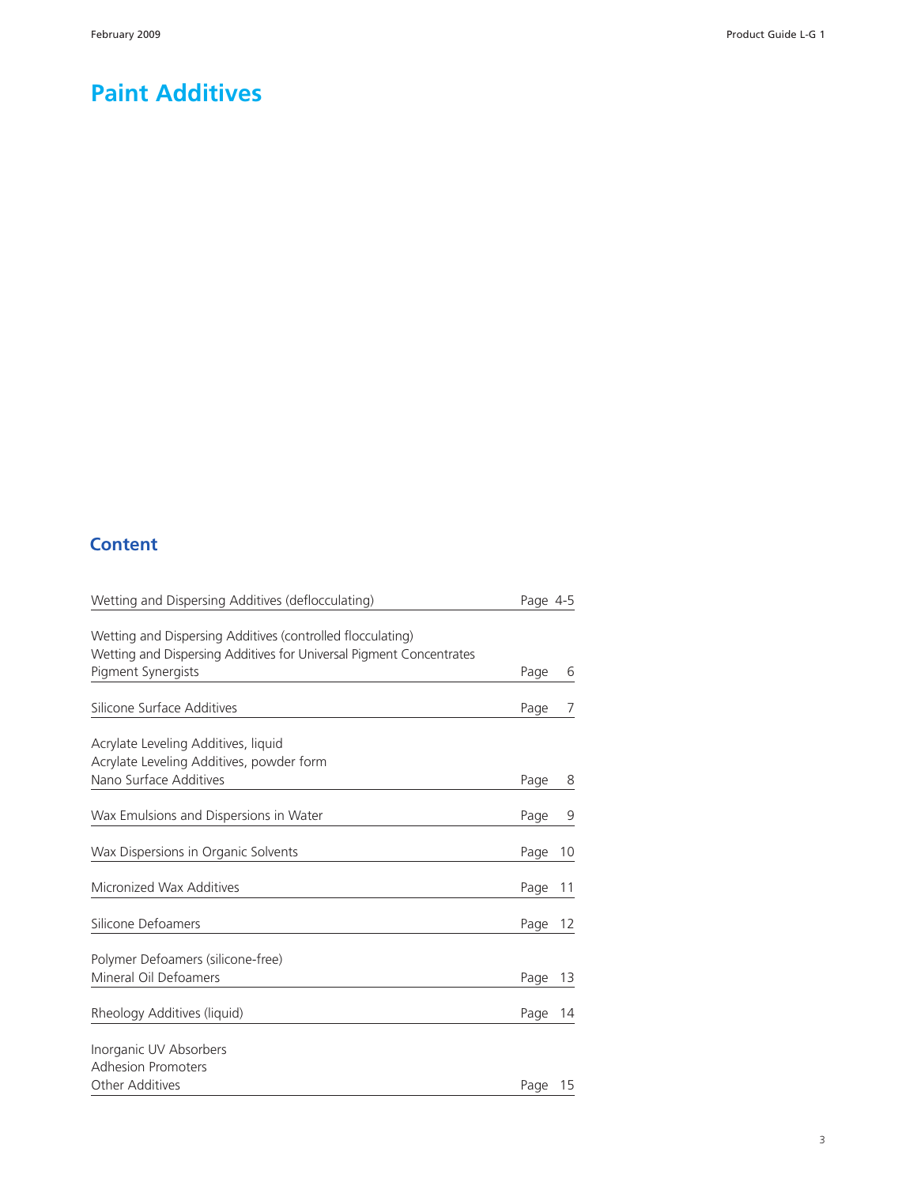# Paint Additives

## Content

| | |
|---|---|
| Wetting and Dispersing Additives (deflocculating) | Page 4-5 |
| Wetting and Dispersing Additives (controlled flocculating)<br>Wetting and Dispersing Additives for Universal Pigment Concentrates<br>Pigment Synergists | Page 6 |
| Silicone Surface Additives | Page 7 |
| Acrylate Leveling Additives, liquid<br>Acrylate Leveling Additives, powder form<br>Nano Surface Additives | Page 8 |
| Wax Emulsions and Dispersions in Water | Page 9 |
| Wax Dispersions in Organic Solvents | Page 10 |
| Micronized Wax Additives | Page 11 |
| Silicone Defoamers | Page 12 |
| Polymer Defoamers (silicone-free)<br>Mineral Oil Defoamers | Page 13 |
| Rheology Additives (liquid) | Page 14 |
| Inorganic UV Absorbers<br>Adhesion Promoters<br>Other Additives | Page 15 |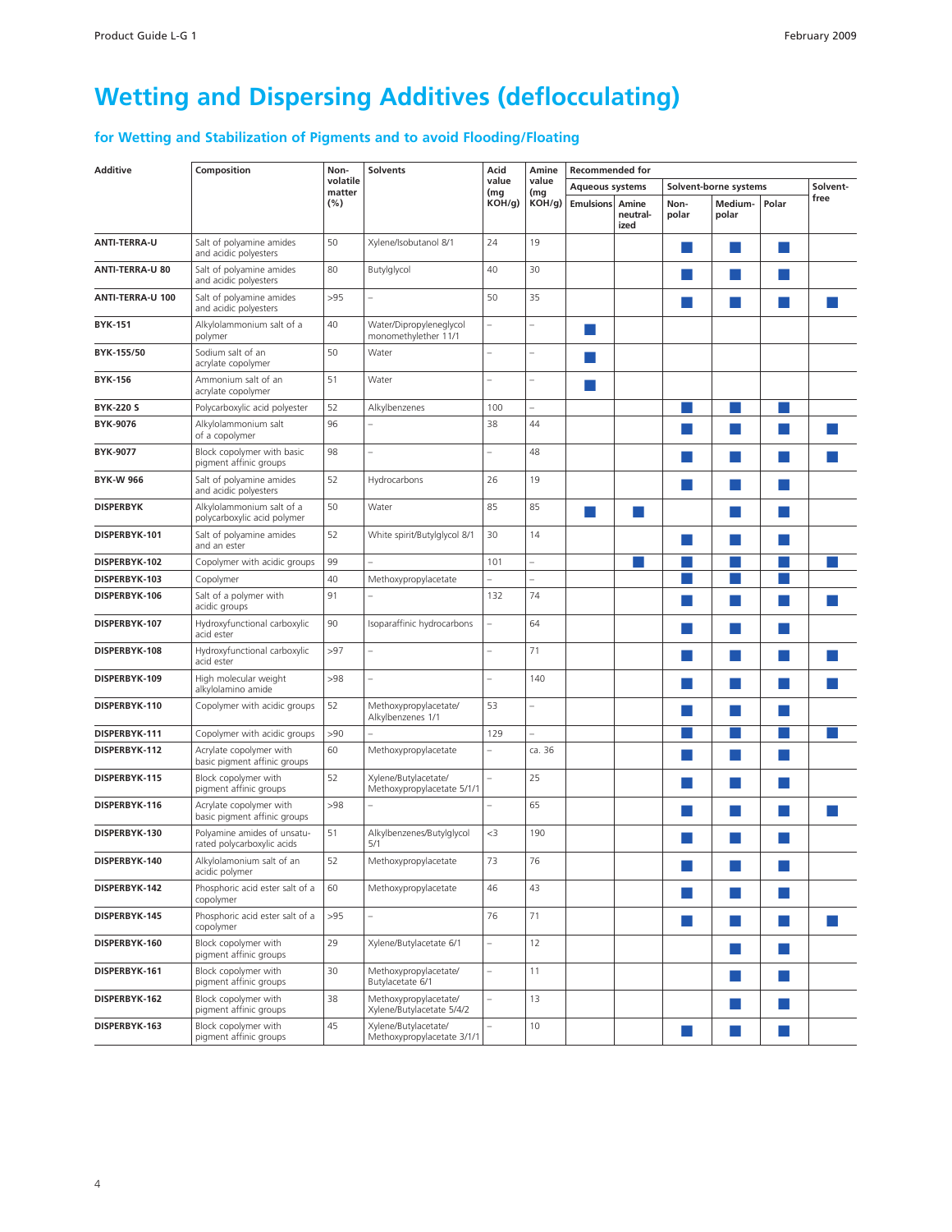# Wetting and Dispersing Additives (deflocculating)

## for Wetting and Stabilization of Pigments and to avoid Flooding/Floating

| Additive | Composition | Non-volatile matter (%) | Solvents | Acid value (mg KOH/g) | Amine value (mg KOH/g) | Recommended for | | | | | |
|---|---|---|---|---|---|---|---|---|---|---|---|
| | | | | | | Aqueous systems | | Solvent-borne systems | | | Solvent-free |
| | | | | | | Emulsions | Amine neutral-ized | Non-polar | Medium-polar | Polar | |
| ANTI-TERRA-U | Salt of polyamine amides and acidic polyesters | 50 | Xylene/Isobutanol 8/1 | 24 | 19 | | | ■ | ■ | ■ | |
| ANTI-TERRA-U 80 | Salt of polyamine amides and acidic polyesters | 80 | Butylglycol | 40 | 30 | | | ■ | ■ | ■ | |
| ANTI-TERRA-U 100 | Salt of polyamine amides and acidic polyesters | >95 | – | 50 | 35 | | | ■ | ■ | ■ | ■ |
| BYK-151 | Alkylolammonium salt of a polymer | 40 | Water/Dipropyleneglycol monomethylether 11/1 | – | – | ■ | | | | | |
| BYK-155/50 | Sodium salt of an acrylate copolymer | 50 | Water | – | – | ■ | | | | | |
| BYK-156 | Ammonium salt of an acrylate copolymer | 51 | Water | – | – | ■ | | | | | |
| BYK-220 S | Polycarboxylic acid polyester | 52 | Alkylbenzenes | 100 | – | | | ■ | ■ | ■ | |
| BYK-9076 | Alkylolammonium salt of a copolymer | 96 | – | 38 | 44 | | | ■ | ■ | ■ | ■ |
| BYK-9077 | Block copolymer with basic pigment affinic groups | 98 | – | – | 48 | | | ■ | ■ | ■ | ■ |
| BYK-W 966 | Salt of polyamine amides and acidic polyesters | 52 | Hydrocarbons | 26 | 19 | | | ■ | ■ | ■ | |
| DISPERBYK | Alkylolammonium salt of a polycarboxylic acid polymer | 50 | Water | 85 | 85 | ■ | ■ | | ■ | ■ | |
| DISPERBYK-101 | Salt of polyamine amides and an ester | 52 | White spirit/Butylglycol 8/1 | 30 | 14 | | | ■ | ■ | ■ | |
| DISPERBYK-102 | Copolymer with acidic groups | 99 | – | 101 | – | | ■ | ■ | ■ | ■ | ■ |
| DISPERBYK-103 | Copolymer | 40 | Methoxypropylacetate | – | – | | | ■ | ■ | ■ | |
| DISPERBYK-106 | Salt of a polymer with acidic groups | 91 | – | 132 | 74 | | | ■ | ■ | ■ | ■ |
| DISPERBYK-107 | Hydroxyfunctional carboxylic acid ester | 90 | Isoparaffinic hydrocarbons | – | 64 | | | ■ | ■ | ■ | |
| DISPERBYK-108 | Hydroxyfunctional carboxylic acid ester | >97 | – | – | 71 | | | ■ | ■ | ■ | ■ |
| DISPERBYK-109 | High molecular weight alkylolamino amide | >98 | – | – | 140 | | | ■ | ■ | ■ | ■ |
| DISPERBYK-110 | Copolymer with acidic groups | 52 | Methoxypropylacetate/ Alkylbenzenes 1/1 | 53 | – | | | ■ | ■ | ■ | |
| DISPERBYK-111 | Copolymer with acidic groups | >90 | – | 129 | – | | | ■ | ■ | ■ | ■ |
| DISPERBYK-112 | Acrylate copolymer with basic pigment affinic groups | 60 | Methoxypropylacetate | – | ca. 36 | | | ■ | ■ | ■ | |
| DISPERBYK-115 | Block copolymer with pigment affinic groups | 52 | Xylene/Butylacetate/ Methoxypropylacetate 5/1/1 | – | 25 | | | ■ | ■ | ■ | |
| DISPERBYK-116 | Acrylate copolymer with basic pigment affinic groups | >98 | – | – | 65 | | | ■ | ■ | ■ | ■ |
| DISPERBYK-130 | Polyamine amides of unsaturated polycarboxylic acids | 51 | Alkylbenzenes/Butylglycol 5/1 | <3 | 190 | | | ■ | ■ | ■ | |
| DISPERBYK-140 | Alkylolamonium salt of an acidic polymer | 52 | Methoxypropylacetate | 73 | 76 | | | ■ | ■ | ■ | |
| DISPERBYK-142 | Phosphoric acid ester salt of a copolymer | 60 | Methoxypropylacetate | 46 | 43 | | | ■ | ■ | ■ | |
| DISPERBYK-145 | Phosphoric acid ester salt of a copolymer | >95 | – | 76 | 71 | | | ■ | ■ | ■ | ■ |
| DISPERBYK-160 | Block copolymer with pigment affinic groups | 29 | Xylene/Butylacetate 6/1 | – | 12 | | | | ■ | ■ | |
| DISPERBYK-161 | Block copolymer with pigment affinic groups | 30 | Methoxypropylacetate/ Butylacetate 6/1 | – | 11 | | | | ■ | ■ | |
| DISPERBYK-162 | Block copolymer with pigment affinic groups | 38 | Methoxypropylacetate/ Xylene/Butylacetate 5/4/2 | – | 13 | | | | ■ | ■ | |
| DISPERBYK-163 | Block copolymer with pigment affinic groups | 45 | Xylene/Butylacetate/ Methoxypropylacetate 3/1/1 | – | 10 | | | ■ | ■ | ■ | |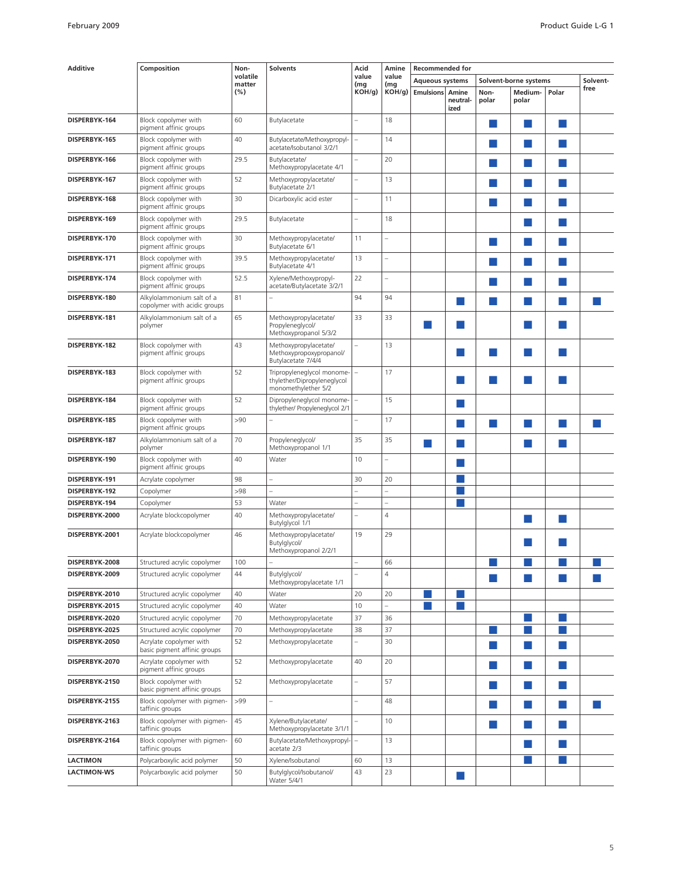| Additive | Composition | Non-volatile matter (%) | Solvents | Acid value (mg KOH/g) | Amine value (mg KOH/g) | Recommended for | | | | | |
|---|---|---|---|---|---|---|---|---|---|---|---|
| | | | | | | Aqueous systems | | Solvent-borne systems | | | Solvent-free |
| | | | | | | Emulsions | Amine neutralized | Non-polar | Medium-polar | Polar | |
| DISPERBYK-164 | Block copolymer with pigment affinic groups | 60 | Butylacetate | – | 18 | | | ■ | ■ | ■ | |
| DISPERBYK-165 | Block copolymer with pigment affinic groups | 40 | Butylacetate/Methoxypropylacetate/Isobutanol 3/2/1 | – | 14 | | | ■ | ■ | ■ | |
| DISPERBYK-166 | Block copolymer with pigment affinic groups | 29.5 | Butylacetate/ Methoxypropylacetate 4/1 | – | 20 | | | ■ | ■ | ■ | |
| DISPERBYK-167 | Block copolymer with pigment affinic groups | 52 | Methoxypropylacetate/ Butylacetate 2/1 | – | 13 | | | ■ | ■ | ■ | |
| DISPERBYK-168 | Block copolymer with pigment affinic groups | 30 | Dicarboxylic acid ester | – | 11 | | | ■ | ■ | ■ | |
| DISPERBYK-169 | Block copolymer with pigment affinic groups | 29.5 | Butylacetate | – | 18 | | | | ■ | ■ | |
| DISPERBYK-170 | Block copolymer with pigment affinic groups | 30 | Methoxypropylacetate/ Butylacetate 6/1 | 11 | – | | | ■ | ■ | ■ | |
| DISPERBYK-171 | Block copolymer with pigment affinic groups | 39.5 | Methoxypropylacetate/ Butylacetate 4/1 | 13 | – | | | ■ | ■ | ■ | |
| DISPERBYK-174 | Block copolymer with pigment affinic groups | 52.5 | Xylene/Methoxypropylacetate/Butylacetate 3/2/1 | 22 | – | | | ■ | ■ | ■ | |
| DISPERBYK-180 | Alkylolammonium salt of a copolymer with acidic groups | 81 | – | 94 | 94 | | ■ | ■ | ■ | ■ | ■ |
| DISPERBYK-181 | Alkylolammonium salt of a polymer | 65 | Methoxypropylacetate/ Propyleneglycol/ Methoxypropanol 5/3/2 | 33 | 33 | ■ | ■ | | ■ | ■ | |
| DISPERBYK-182 | Block copolymer with pigment affinic groups | 43 | Methoxypropylacetate/ Methoxypropoxypropanol/ Butylacetate 7/4/4 | – | 13 | | ■ | ■ | ■ | ■ | |
| DISPERBYK-183 | Block copolymer with pigment affinic groups | 52 | Tripropyleneglycol monomethylether/Dipropyleneglycol monomethylether 5/2 | – | 17 | | ■ | ■ | ■ | ■ | |
| DISPERBYK-184 | Block copolymer with pigment affinic groups | 52 | Dipropyleneglycol monomethylether/ Propyleneglycol 2/1 | – | 15 | | ■ | | | | |
| DISPERBYK-185 | Block copolymer with pigment affinic groups | >90 | – | – | 17 | | ■ | ■ | ■ | ■ | ■ |
| DISPERBYK-187 | Alkylolammonium salt of a polymer | 70 | Propyleneglycol/ Methoxypropanol 1/1 | 35 | 35 | ■ | ■ | | ■ | ■ | |
| DISPERBYK-190 | Block copolymer with pigment affinic groups | 40 | Water | 10 | – | | ■ | | | | |
| DISPERBYK-191 | Acrylate copolymer | 98 | – | 30 | 20 | | ■ | | | | |
| DISPERBYK-192 | Copolymer | >98 | – | – | – | | ■ | | | | |
| DISPERBYK-194 | Copolymer | 53 | Water | – | – | | ■ | | | | |
| DISPERBYK-2000 | Acrylate blockcopolymer | 40 | Methoxypropylacetate/ Butylglycol 1/1 | – | 4 | | | | ■ | ■ | |
| DISPERBYK-2001 | Acrylate blockcopolymer | 46 | Methoxypropylacetate/ Butylglycol/ Methoxypropanol 2/2/1 | 19 | 29 | | | | ■ | ■ | |
| DISPERBYK-2008 | Structured acrylic copolymer | 100 | – | – | 66 | | | ■ | ■ | ■ | ■ |
| DISPERBYK-2009 | Structured acrylic copolymer | 44 | Butylglycol/ Methoxypropylacetate 1/1 | – | 4 | | | ■ | ■ | ■ | ■ |
| DISPERBYK-2010 | Structured acrylic copolymer | 40 | Water | 20 | 20 | ■ | ■ | | | | |
| DISPERBYK-2015 | Structured acrylic copolymer | 40 | Water | 10 | – | ■ | ■ | | | | |
| DISPERBYK-2020 | Structured acrylic copolymer | 70 | Methoxypropylacetate | 37 | 36 | | | | ■ | ■ | |
| DISPERBYK-2025 | Structured acrylic copolymer | 70 | Methoxypropylacetate | 38 | 37 | | | ■ | ■ | ■ | |
| DISPERBYK-2050 | Acrylate copolymer with basic pigment affinic groups | 52 | Methoxypropylacetate | – | 30 | | | ■ | ■ | ■ | |
| DISPERBYK-2070 | Acrylate copolymer with pigment affinic groups | 52 | Methoxypropylacetate | 40 | 20 | | | ■ | ■ | ■ | |
| DISPERBYK-2150 | Block copolymer with basic pigment affinic groups | 52 | Methoxypropylacetate | – | 57 | | | ■ | ■ | ■ | |
| DISPERBYK-2155 | Block copolymer with pigmentaffinic groups | >99 | – | – | 48 | | | ■ | ■ | ■ | ■ |
| DISPERBYK-2163 | Block copolymer with pigmentaffinic groups | 45 | Xylene/Butylacetate/ Methoxypropylacetate 3/1/1 | – | 10 | | | ■ | ■ | ■ | |
| DISPERBYK-2164 | Block copolymer with pigmentaffinic groups | 60 | Butylacetate/Methoxypropylacetate 2/3 | – | 13 | | | | ■ | ■ | |
| LACTIMON | Polycarboxylic acid polymer | 50 | Xylene/Isobutanol | 60 | 13 | | | | ■ | ■ | |
| LACTIMON-WS | Polycarboxylic acid polymer | 50 | Butylglycol/Isobutanol/ Water 5/4/1 | 43 | 23 | | ■ | | | | |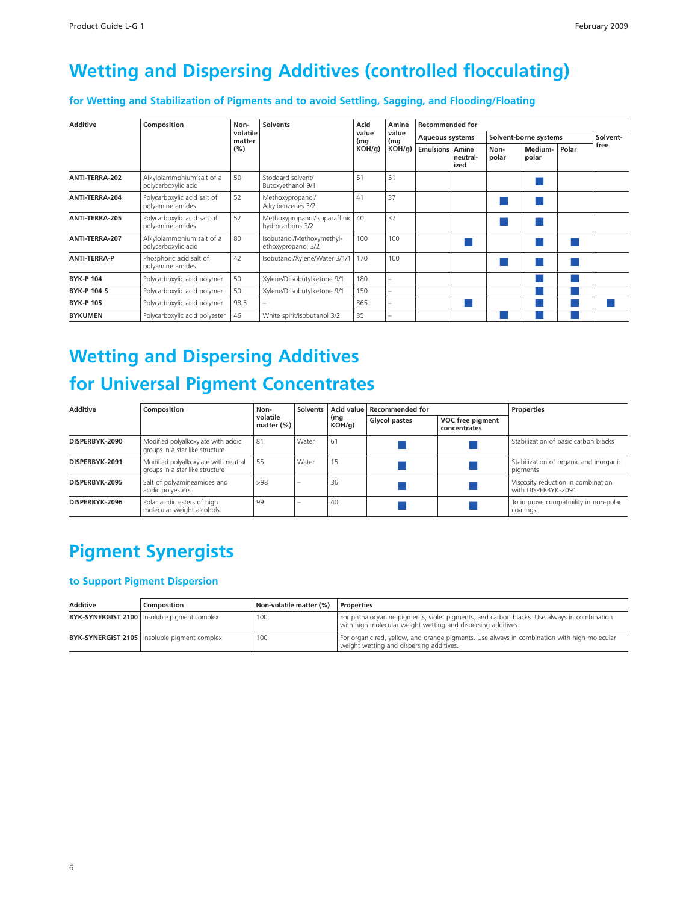# Wetting and Dispersing Additives (controlled flocculating)

### for Wetting and Stabilization of Pigments and to avoid Settling, Sagging, and Flooding/Floating

| Additive | Composition | Non-volatile matter (%) | Solvents | Acid value (mg KOH/g) | Amine value (mg KOH/g) | Recommended for | | | | | |
|---|---|---|---|---|---|---|---|---|---|---|---|
| | | | | | | Aqueous systems | | Solvent-borne systems | | | Solvent-free |
| | | | | | | Emulsions | Amine neutral-ized | Non-polar | Medium-polar | Polar | |
| **ANTI-TERRA-202** | Alkylolammonium salt of a polycarboxylic acid | 50 | Stoddard solvent/ Butoxyethanol 9/1 | 51 | 51 | | | | ■ | | |
| **ANTI-TERRA-204** | Polycarboxylic acid salt of polyamine amides | 52 | Methoxypropanol/ Alkylbenzenes 3/2 | 41 | 37 | | | ■ | ■ | | |
| **ANTI-TERRA-205** | Polycarboxylic acid salt of polyamine amides | 52 | Methoxypropanol/Isoparaffinic hydrocarbons 3/2 | 40 | 37 | | | ■ | ■ | | |
| **ANTI-TERRA-207** | Alkylolammonium salt of a polycarboxylic acid | 80 | Isobutanol/Methoxymethyl-ethoxypropanol 3/2 | 100 | 100 | | ■ | | ■ | ■ | |
| **ANTI-TERRA-P** | Phosphoric acid salt of polyamine amides | 42 | Isobutanol/Xylene/Water 3/1/1 | 170 | 100 | | | ■ | ■ | ■ | |
| **BYK-P 104** | Polycarboxylic acid polymer | 50 | Xylene/Diisobutylketone 9/1 | 180 | – | | | | ■ | ■ | |
| **BYK-P 104 S** | Polycarboxylic acid polymer | 50 | Xylene/Diisobutylketone 9/1 | 150 | – | | | | ■ | ■ | |
| **BYK-P 105** | Polycarboxylic acid polymer | 98.5 | – | 365 | – | | ■ | | ■ | ■ | ■ |
| **BYKUMEN** | Polycarboxylic acid polyester | 46 | White spirit/Isobutanol 3/2 | 35 | – | | | ■ | ■ | ■ | |

# Wetting and Dispersing Additives for Universal Pigment Concentrates

| Additive | Composition | Non-volatile matter (%) | Solvents | Acid value (mg KOH/g) | Recommended for | | Properties |
|---|---|---|---|---|---|---|---|
| | | | | | Glycol pastes | VOC free pigment concentrates | |
| **DISPERBYK-2090** | Modified polyalkoxylate with acidic groups in a star like structure | 81 | Water | 61 | ■ | ■ | Stabilization of basic carbon blacks |
| **DISPERBYK-2091** | Modified polyalkoxylate with neutral groups in a star like structure | 55 | Water | 15 | ■ | ■ | Stabilization of organic and inorganic pigments |
| **DISPERBYK-2095** | Salt of polyamineamides and acidic polyesters | >98 | – | 36 | ■ | ■ | Viscosity reduction in combination with DISPERBYK-2091 |
| **DISPERBYK-2096** | Polar acidic esters of high molecular weight alcohols | 99 | – | 40 | ■ | ■ | To improve compatibility in non-polar coatings |

# Pigment Synergists

### to Support Pigment Dispersion

| Additive | Composition | Non-volatile matter (%) | Properties |
|---|---|---|---|
| **BYK-SYNERGIST 2100** | Insoluble pigment complex | 100 | For phthalocyanine pigments, violet pigments, and carbon blacks. Use always in combination with high molecular weight wetting and dispersing additives. |
| **BYK-SYNERGIST 2105** | Insoluble pigment complex | 100 | For organic red, yellow, and orange pigments. Use always in combination with high molecular weight wetting and dispersing additives. |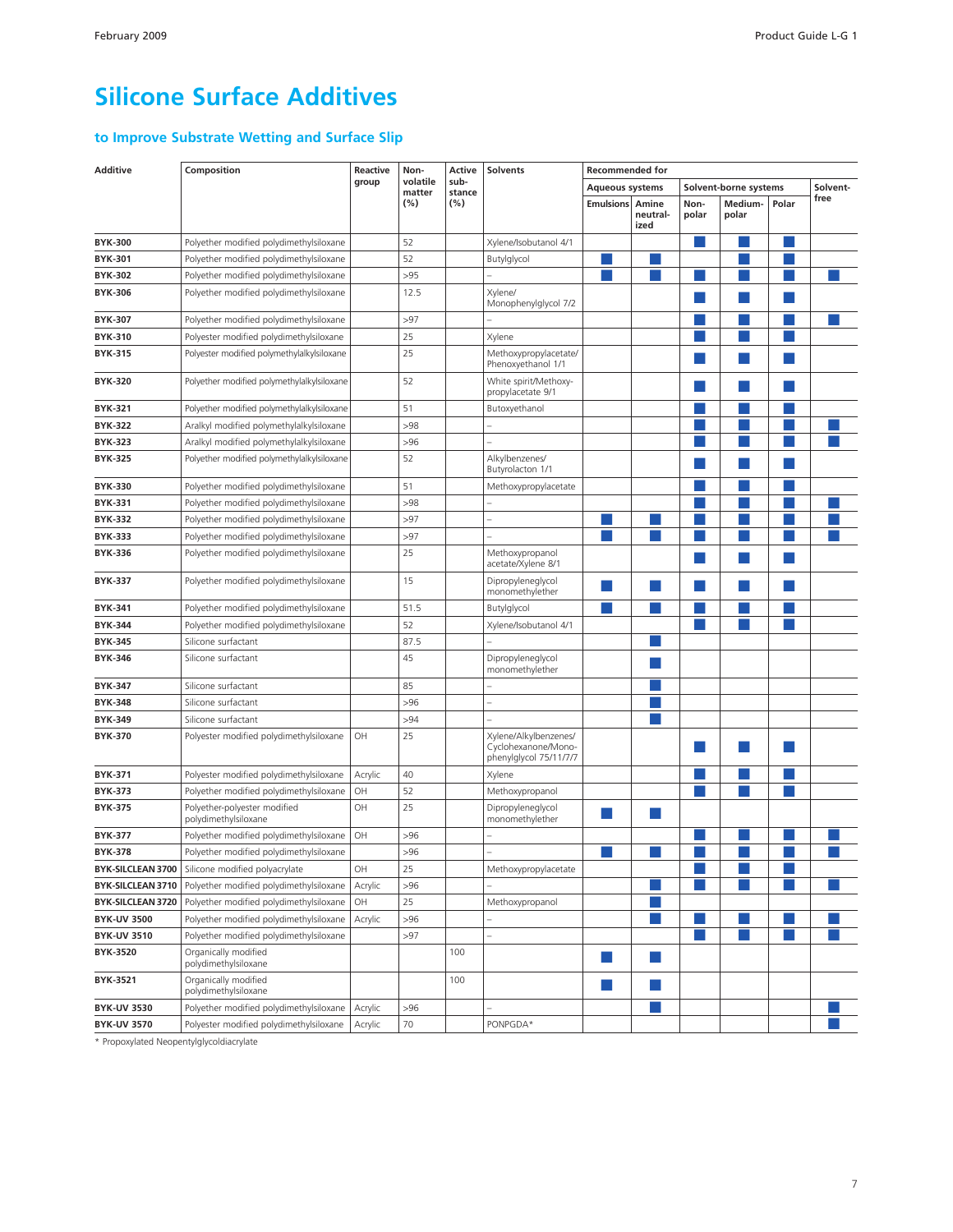# Silicone Surface Additives

## to Improve Substrate Wetting and Surface Slip

| Additive | Composition | Reactive group | Non-volatile matter (%) | Active substance (%) | Solvents | Recommended for | | | | | |
|---|---|---|---|---|---|---|---|---|---|---|---|
| | | | | | | Aqueous systems | | Solvent-borne systems | | | Solvent-free |
| | | | | | | Emulsions | Amine neutralized | Non-polar | Medium-polar | Polar | |
| **BYK-300** | Polyether modified polydimethylsiloxane | | 52 | | Xylene/Isobutanol 4/1 | | | ■ | ■ | ■ | |
| **BYK-301** | Polyether modified polydimethylsiloxane | | 52 | | Butylglycol | ■ | ■ | | ■ | ■ | |
| **BYK-302** | Polyether modified polydimethylsiloxane | | >95 | | – | ■ | ■ | ■ | ■ | ■ | ■ |
| **BYK-306** | Polyether modified polydimethylsiloxane | | 12.5 | | Xylene/ Monophenylglycol 7/2 | | | ■ | ■ | ■ | |
| **BYK-307** | Polyether modified polydimethylsiloxane | | >97 | | – | | | ■ | ■ | ■ | ■ |
| **BYK-310** | Polyester modified polydimethylsiloxane | | 25 | | Xylene | | | ■ | ■ | ■ | |
| **BYK-315** | Polyester modified polymethylalkylsiloxane | | 25 | | Methoxypropylacetate/ Phenoxyethanol 1/1 | | | ■ | ■ | ■ | |
| **BYK-320** | Polyether modified polymethylalkylsiloxane | | 52 | | White spirit/Methoxy-propylacetate 9/1 | | | ■ | ■ | ■ | |
| **BYK-321** | Polyether modified polymethylalkylsiloxane | | 51 | | Butoxyethanol | | | ■ | ■ | ■ | |
| **BYK-322** | Aralkyl modified polymethylalkylsiloxane | | >98 | | – | | | ■ | ■ | ■ | ■ |
| **BYK-323** | Aralkyl modified polymethylalkylsiloxane | | >96 | | – | | | ■ | ■ | ■ | ■ |
| **BYK-325** | Polyether modified polymethylalkylsiloxane | | 52 | | Alkylbenzenes/ Butyrolacton 1/1 | | | ■ | ■ | ■ | |
| **BYK-330** | Polyether modified polydimethylsiloxane | | 51 | | Methoxypropylacetate | | | ■ | ■ | ■ | |
| **BYK-331** | Polyether modified polydimethylsiloxane | | >98 | | – | | | ■ | ■ | ■ | ■ |
| **BYK-332** | Polyether modified polydimethylsiloxane | | >97 | | – | ■ | ■ | ■ | ■ | ■ | ■ |
| **BYK-333** | Polyether modified polydimethylsiloxane | | >97 | | – | ■ | ■ | ■ | ■ | ■ | ■ |
| **BYK-336** | Polyether modified polydimethylsiloxane | | 25 | | Methoxypropanol acetate/Xylene 8/1 | | | ■ | ■ | ■ | |
| **BYK-337** | Polyether modified polydimethylsiloxane | | 15 | | Dipropyleneglycol monomethylether | ■ | ■ | ■ | ■ | ■ | |
| **BYK-341** | Polyether modified polydimethylsiloxane | | 51.5 | | Butylglycol | ■ | ■ | ■ | ■ | ■ | |
| **BYK-344** | Polyether modified polydimethylsiloxane | | 52 | | Xylene/Isobutanol 4/1 | | | ■ | ■ | ■ | |
| **BYK-345** | Silicone surfactant | | 87.5 | | – | | ■ | | | | |
| **BYK-346** | Silicone surfactant | | 45 | | Dipropyleneglycol monomethylether | | ■ | | | | |
| **BYK-347** | Silicone surfactant | | 85 | | – | | ■ | | | | |
| **BYK-348** | Silicone surfactant | | >96 | | – | | ■ | | | | |
| **BYK-349** | Silicone surfactant | | >94 | | – | | ■ | | | | |
| **BYK-370** | Polyester modified polydimethylsiloxane | OH | 25 | | Xylene/Alkylbenzenes/ Cyclohexanone/Mono-phenylglycol 75/11/7/7 | | | ■ | ■ | ■ | |
| **BYK-371** | Polyester modified polydimethylsiloxane | Acrylic | 40 | | Xylene | | | ■ | ■ | ■ | |
| **BYK-373** | Polyether modified polydimethylsiloxane | OH | 52 | | Methoxypropanol | | | ■ | ■ | ■ | |
| **BYK-375** | Polyether-polyester modified polydimethylsiloxane | OH | 25 | | Dipropyleneglycol monomethylether | ■ | ■ | | | | |
| **BYK-377** | Polyether modified polydimethylsiloxane | OH | >96 | | – | | | ■ | ■ | ■ | ■ |
| **BYK-378** | Polyether modified polydimethylsiloxane | | >96 | | – | ■ | ■ | ■ | ■ | ■ | ■ |
| **BYK-SILCLEAN 3700** | Silicone modified polyacrylate | OH | 25 | | Methoxypropylacetate | | | ■ | ■ | ■ | |
| **BYK-SILCLEAN 3710** | Polyether modified polydimethylsiloxane | Acrylic | >96 | | – | | ■ | ■ | ■ | ■ | ■ |
| **BYK-SILCLEAN 3720** | Polyether modified polydimethylsiloxane | OH | 25 | | Methoxypropanol | | ■ | | | | |
| **BYK-UV 3500** | Polyether modified polydimethylsiloxane | Acrylic | >96 | | – | | ■ | ■ | ■ | ■ | ■ |
| **BYK-UV 3510** | Polyether modified polydimethylsiloxane | | >97 | | – | | | ■ | ■ | ■ | ■ |
| **BYK-3520** | Organically modified polydimethylsiloxane | | | 100 | | ■ | ■ | | | | |
| **BYK-3521** | Organically modified polydimethylsiloxane | | | 100 | | ■ | ■ | | | | |
| **BYK-UV 3530** | Polyether modified polydimethylsiloxane | Acrylic | >96 | | – | | ■ | | | | ■ |
| **BYK-UV 3570** | Polyester modified polydimethylsiloxane | Acrylic | 70 | | PONPGDA* | | | | | | ■ |

* Propoxylated Neopentylglycoldiacrylate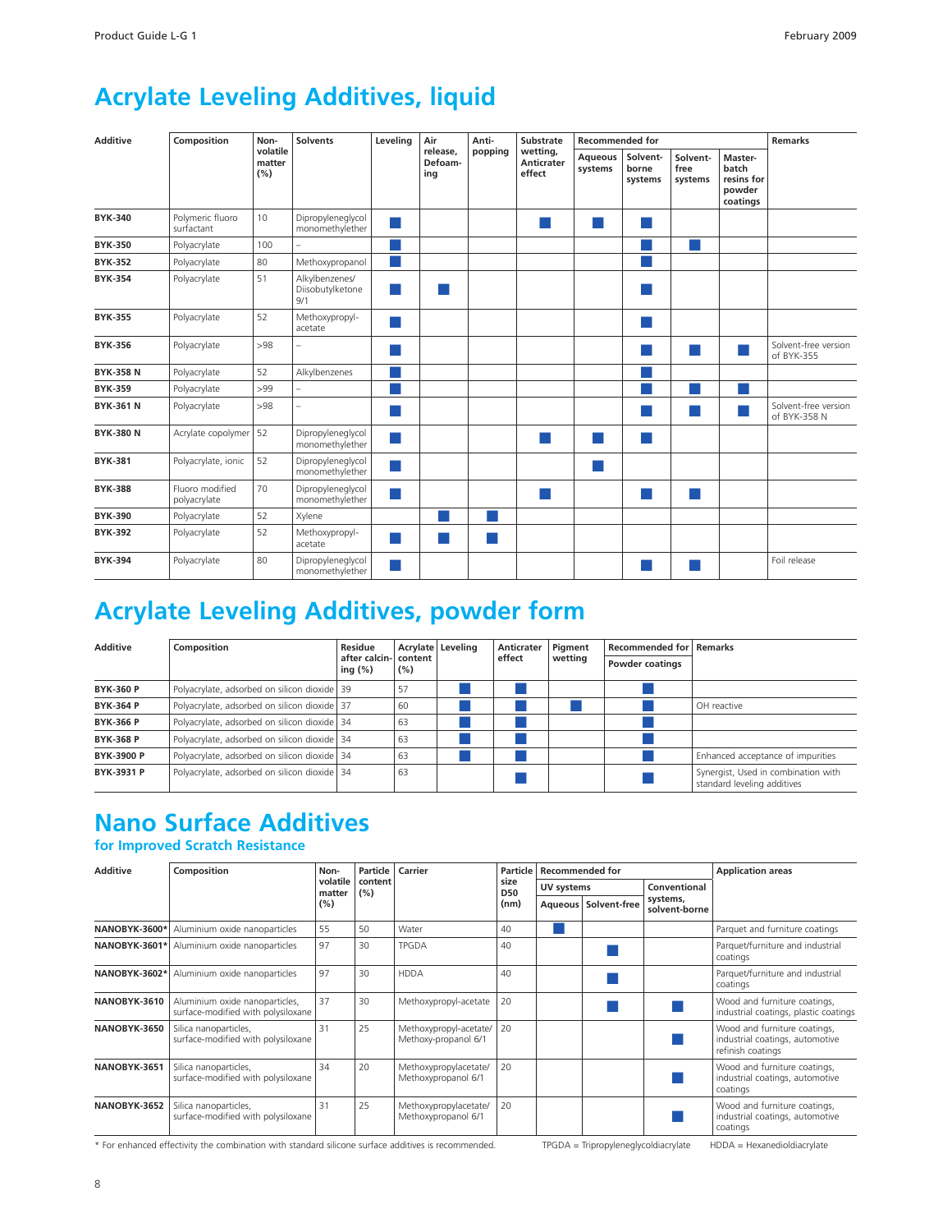# Acrylate Leveling Additives, liquid

| Additive | Composition | Non-volatile matter (%) | Solvents | Leveling | Air release, Defoaming | Anti-popping | Substrate wetting, Anticrater effect | Recommended for | | | | Remarks |
|---|---|---|---|---|---|---|---|---|---|---|---|---|
| | | | | | | | | Aqueous systems | Solvent-borne systems | Solvent-free systems | Master-batch resins for powder coatings | |
| **BYK-340** | Polymeric fluoro surfactant | 10 | Dipropyleneglycol monomethylether | ■ | | | ■ | ■ | ■ | | | |
| **BYK-350** | Polyacrylate | 100 | – | ■ | | | | | ■ | ■ | | |
| **BYK-352** | Polyacrylate | 80 | Methoxypropanol | ■ | | | | | ■ | | | |
| **BYK-354** | Polyacrylate | 51 | Alkylbenzenes/ Diisobutylketone 9/1 | ■ | ■ | | | | ■ | | | |
| **BYK-355** | Polyacrylate | 52 | Methoxypropyl-acetate | ■ | | | | | ■ | | | |
| **BYK-356** | Polyacrylate | >98 | – | ■ | | | | | ■ | ■ | ■ | Solvent-free version of BYK-355 |
| **BYK-358 N** | Polyacrylate | 52 | Alkylbenzenes | ■ | | | | | ■ | | | |
| **BYK-359** | Polyacrylate | >99 | – | ■ | | | | | ■ | ■ | ■ | |
| **BYK-361 N** | Polyacrylate | >98 | – | ■ | | | | | ■ | ■ | ■ | Solvent-free version of BYK-358 N |
| **BYK-380 N** | Acrylate copolymer | 52 | Dipropyleneglycol monomethylether | ■ | | | ■ | ■ | ■ | | | |
| **BYK-381** | Polyacrylate, ionic | 52 | Dipropyleneglycol monomethylether | ■ | | | | ■ | | | | |
| **BYK-388** | Fluoro modified polyacrylate | 70 | Dipropyleneglycol monomethylether | ■ | | | ■ | | ■ | ■ | | |
| **BYK-390** | Polyacrylate | 52 | Xylene | | ■ | ■ | | | | | | |
| **BYK-392** | Polyacrylate | 52 | Methoxypropyl-acetate | ■ | ■ | ■ | | | | | | |
| **BYK-394** | Polyacrylate | 80 | Dipropyleneglycol monomethylether | ■ | | | | | ■ | ■ | | Foil release |

# Acrylate Leveling Additives, powder form

| Additive | Composition | Residue after calcining (%) | Acrylate content (%) | Leveling | Anticrater effect | Pigment wetting | Recommended for | Remarks |
|---|---|---|---|---|---|---|---|---|
| | | | | | | | Powder coatings | |
| **BYK-360 P** | Polyacrylate, adsorbed on silicon dioxide | 39 | 57 | ■ | ■ | | ■ | |
| **BYK-364 P** | Polyacrylate, adsorbed on silicon dioxide | 37 | 60 | ■ | ■ | ■ | ■ | OH reactive |
| **BYK-366 P** | Polyacrylate, adsorbed on silicon dioxide | 34 | 63 | ■ | ■ | | ■ | |
| **BYK-368 P** | Polyacrylate, adsorbed on silicon dioxide | 34 | 63 | ■ | ■ | | ■ | |
| **BYK-3900 P** | Polyacrylate, adsorbed on silicon dioxide | 34 | 63 | ■ | ■ | | ■ | Enhanced acceptance of impurities |
| **BYK-3931 P** | Polyacrylate, adsorbed on silicon dioxide | 34 | 63 | | ■ | | ■ | Synergist, Used in combination with standard leveling additives |

# Nano Surface Additives

## for Improved Scratch Resistance

| Additive | Composition | Non-volatile matter (%) | Particle content (%) | Carrier | Particle size D50 (nm) | Recommended for | | | Application areas |
|---|---|---|---|---|---|---|---|---|---|
| | | | | | | UV systems | | Conventional systems, solvent-borne | |
| | | | | | | Aqueous | Solvent-free | | |
| **NANOBYK-3600*** | Aluminium oxide nanoparticles | 55 | 50 | Water | 40 | ■ | | | Parquet and furniture coatings |
| **NANOBYK-3601*** | Aluminium oxide nanoparticles | 97 | 30 | TPGDA | 40 | | ■ | | Parquet/furniture and industrial coatings |
| **NANOBYK-3602*** | Aluminium oxide nanoparticles | 97 | 30 | HDDA | 40 | | ■ | | Parquet/furniture and industrial coatings |
| **NANOBYK-3610** | Aluminium oxide nanoparticles, surface-modified with polysiloxane | 37 | 30 | Methoxypropyl-acetate | 20 | | ■ | ■ | Wood and furniture coatings, industrial coatings, plastic coatings |
| **NANOBYK-3650** | Silica nanoparticles, surface-modified with polysiloxane | 31 | 25 | Methoxypropyl-acetate/ Methoxy-propanol 6/1 | 20 | | | ■ | Wood and furniture coatings, industrial coatings, automotive refinish coatings |
| **NANOBYK-3651** | Silica nanoparticles, surface-modified with polysiloxane | 34 | 20 | Methoxypropylacetate/ Methoxypropanol 6/1 | 20 | | | ■ | Wood and furniture coatings, industrial coatings, automotive coatings |
| **NANOBYK-3652** | Silica nanoparticles, surface-modified with polysiloxane | 31 | 25 | Methoxypropylacetate/ Methoxypropanol 6/1 | 20 | | | ■ | Wood and furniture coatings, industrial coatings, automotive coatings |

* For enhanced effectivity the combination with standard silicone surface additives is recommended. TPGDA = Tripropyleneglycoldiacrylate HDDA = Hexanedioldiacrylate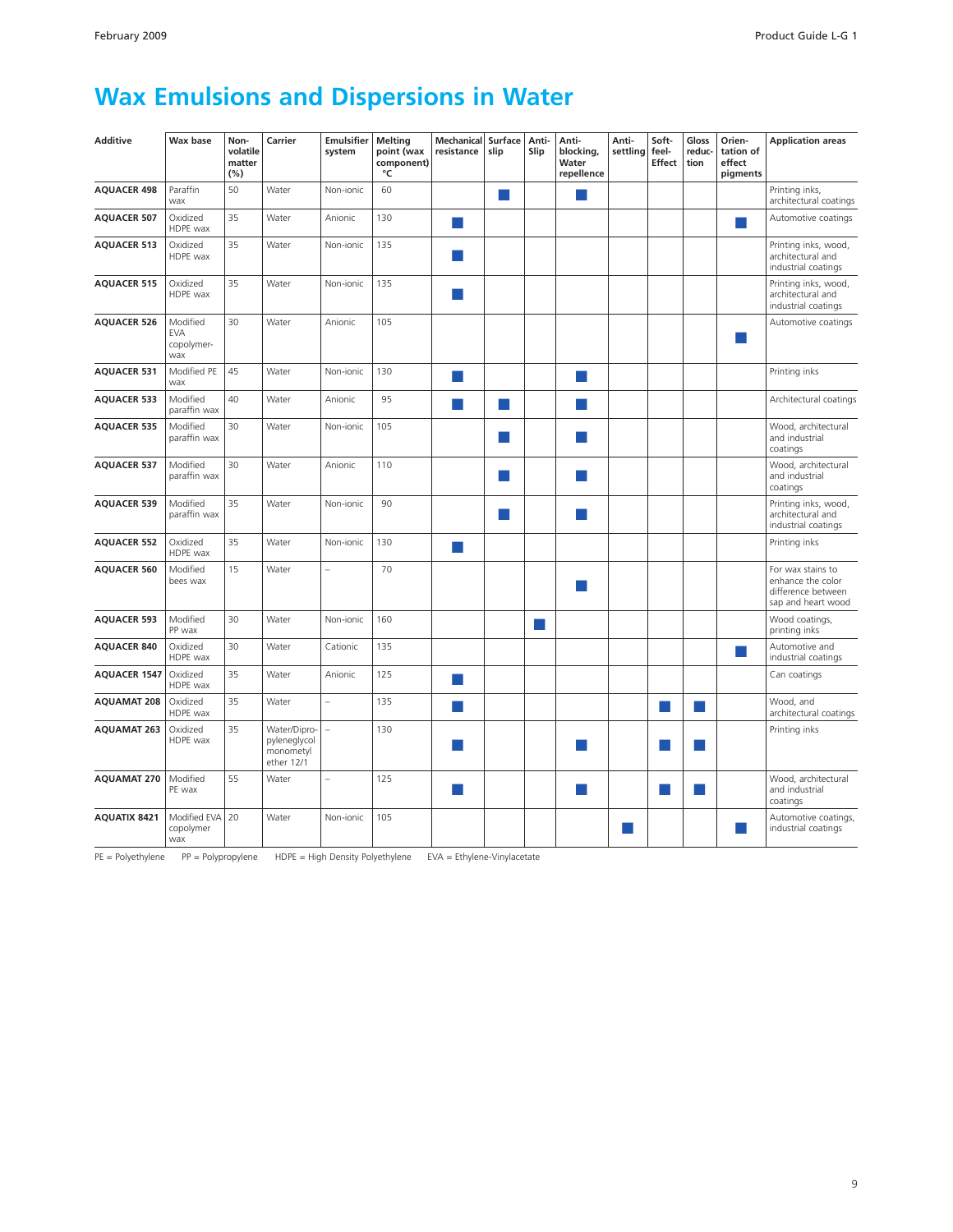# Wax Emulsions and Dispersions in Water

| Additive | Wax base | Non-volatile matter (%) | Carrier | Emulsifier system | Melting point (wax component) °C | Mechanical resistance | Surface slip | Anti-Slip | Anti-blocking, Water repellence | Anti-settling | Soft-feel-Effect | Gloss reduction | Orientation of effect pigments | Application areas |
|---|---|---|---|---|---|---|---|---|---|---|---|---|---|---|
| **AQUACER 498** | Paraffin wax | 50 | Water | Non-ionic | 60 | | ■ | | ■ | | | | | Printing inks, architectural coatings |
| **AQUACER 507** | Oxidized HDPE wax | 35 | Water | Anionic | 130 | ■ | | | | | | | ■ | Automotive coatings |
| **AQUACER 513** | Oxidized HDPE wax | 35 | Water | Non-ionic | 135 | ■ | | | | | | | | Printing inks, wood, architectural and industrial coatings |
| **AQUACER 515** | Oxidized HDPE wax | 35 | Water | Non-ionic | 135 | ■ | | | | | | | | Printing inks, wood, architectural and industrial coatings |
| **AQUACER 526** | Modified EVA copolymer-wax | 30 | Water | Anionic | 105 | | | | | | | | ■ | Automotive coatings |
| **AQUACER 531** | Modified PE wax | 45 | Water | Non-ionic | 130 | ■ | | | ■ | | | | | Printing inks |
| **AQUACER 533** | Modified paraffin wax | 40 | Water | Anionic | 95 | ■ | ■ | | ■ | | | | | Architectural coatings |
| **AQUACER 535** | Modified paraffin wax | 30 | Water | Non-ionic | 105 | | ■ | | ■ | | | | | Wood, architectural and industrial coatings |
| **AQUACER 537** | Modified paraffin wax | 30 | Water | Anionic | 110 | | ■ | | ■ | | | | | Wood, architectural and industrial coatings |
| **AQUACER 539** | Modified paraffin wax | 35 | Water | Non-ionic | 90 | | ■ | | ■ | | | | | Printing inks, wood, architectural and industrial coatings |
| **AQUACER 552** | Oxidized HDPE wax | 35 | Water | Non-ionic | 130 | ■ | | | | | | | | Printing inks |
| **AQUACER 560** | Modified bees wax | 15 | Water | – | 70 | | | | ■ | | | | | For wax stains to enhance the color difference between sap and heart wood |
| **AQUACER 593** | Modified PP wax | 30 | Water | Non-ionic | 160 | | | ■ | | | | | | Wood coatings, printing inks |
| **AQUACER 840** | Oxidized HDPE wax | 30 | Water | Cationic | 135 | | | | | | | | ■ | Automotive and industrial coatings |
| **AQUACER 1547** | Oxidized HDPE wax | 35 | Water | Anionic | 125 | ■ | | | | | | | | Can coatings |
| **AQUAMAT 208** | Oxidized HDPE wax | 35 | Water | – | 135 | ■ | | | | | ■ | ■ | | Wood, and architectural coatings |
| **AQUAMAT 263** | Oxidized HDPE wax | 35 | Water/Dipropyleneglycol monometyl ether 12/1 | – | 130 | ■ | | | ■ | | ■ | ■ | | Printing inks |
| **AQUAMAT 270** | Modified PE wax | 55 | Water | – | 125 | ■ | | | ■ | | ■ | ■ | | Wood, architectural and industrial coatings |
| **AQUATIX 8421** | Modified EVA copolymer wax | 20 | Water | Non-ionic | 105 | | | | | ■ | | | ■ | Automotive coatings, industrial coatings |

PE = Polyethylene PP = Polypropylene HDPE = High Density Polyethylene EVA = Ethylene-Vinylacetate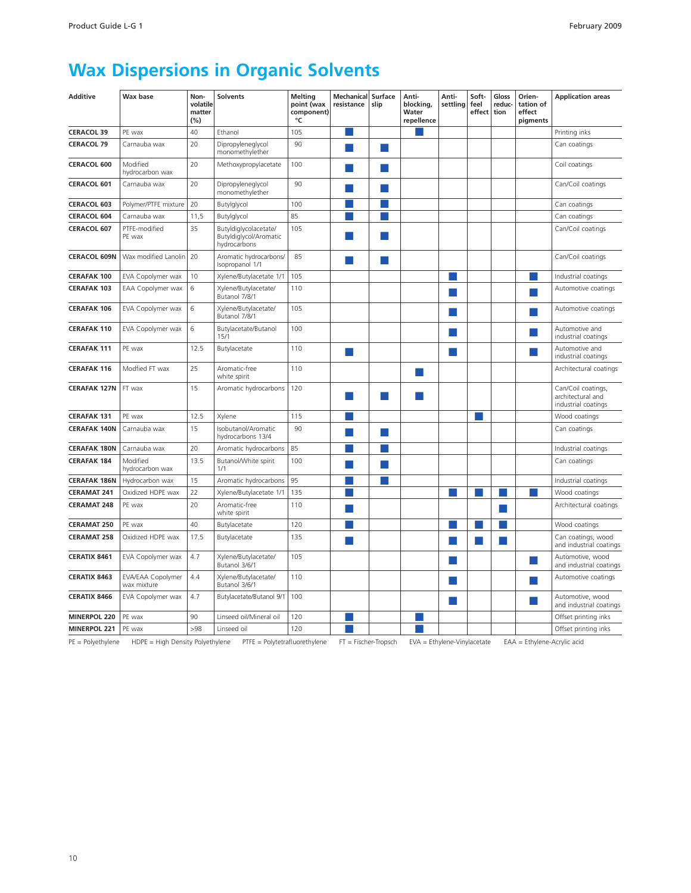# Wax Dispersions in Organic Solvents

| Additive | Wax base | Non-volatile matter (%) | Solvents | Melting point (wax component) °C | Mechanical resistance | Surface slip | Anti-blocking, Water repellence | Anti-settling | Soft-feel effect | Gloss reduction | Orientation of effect pigments | Application areas |
|---|---|---|---|---|---|---|---|---|---|---|---|---|
| **CERACOL 39** | PE wax | 40 | Ethanol | 105 | ■ | | ■ | | | | | Printing inks |
| **CERACOL 79** | Carnauba wax | 20 | Dipropyleneglycol monomethylether | 90 | ■ | ■ | | | | | | Can coatings |
| **CERACOL 600** | Modified hydrocarbon wax | 20 | Methoxypropylacetate | 100 | ■ | ■ | | | | | | Coil coatings |
| **CERACOL 601** | Carnauba wax | 20 | Dipropyleneglycol monomethylether | 90 | ■ | ■ | | | | | | Can/Coil coatings |
| **CERACOL 603** | Polymer/PTFE mixture | 20 | Butylglycol | 100 | ■ | ■ | | | | | | Can coatings |
| **CERACOL 604** | Carnauba wax | 11,5 | Butylglycol | 85 | ■ | ■ | | | | | | Can coatings |
| **CERACOL 607** | PTFE-modified PE wax | 35 | Butyldiglycolacetate/ Butyldiglycol/Aromatic hydrocarbons | 105 | ■ | ■ | | | | | | Can/Coil coatings |
| **CERACOL 609N** | Wax modified Lanolin | 20 | Aromatic hydrocarbons/ Isopropanol 1/1 | 85 | ■ | ■ | | | | | | Can/Coil coatings |
| **CERAFAK 100** | EVA Copolymer wax | 10 | Xylene/Butylacetate 1/1 | 105 | | | | ■ | | | ■ | Industrial coatings |
| **CERAFAK 103** | EAA Copolymer wax | 6 | Xylene/Butylacetate/ Butanol 7/8/1 | 110 | | | | ■ | | | ■ | Automotive coatings |
| **CERAFAK 106** | EVA Copolymer wax | 6 | Xylene/Butylacetate/ Butanol 7/8/1 | 105 | | | | ■ | | | ■ | Automotive coatings |
| **CERAFAK 110** | EVA Copolymer wax | 6 | Butylacetate/Butanol 15/1 | 100 | | | | ■ | | | ■ | Automotive and industrial coatings |
| **CERAFAK 111** | PE wax | 12.5 | Butylacetate | 110 | ■ | | | ■ | | | ■ | Automotive and industrial coatings |
| **CERAFAK 116** | Modfied FT wax | 25 | Aromatic-free white spirit | 110 | | | ■ | | | | | Architectural coatings |
| **CERAFAK 127N** | FT wax | 15 | Aromatic hydrocarbons | 120 | ■ | ■ | ■ | | | | | Can/Coil coatings, architectural and industrial coatings |
| **CERAFAK 131** | PE wax | 12.5 | Xylene | 115 | ■ | | | | ■ | | | Wood coatings |
| **CERAFAK 140N** | Carnauba wax | 15 | Isobutanol/Aromatic hydrocarbons 13/4 | 90 | ■ | ■ | | | | | | Can coatings |
| **CERAFAK 180N** | Carnauba wax | 20 | Aromatic hydrocarbons | 85 | ■ | ■ | | | | | | Industrial coatings |
| **CERAFAK 184** | Modified hydrocarbon wax | 13.5 | Butanol/White spirit 1/1 | 100 | ■ | ■ | | | | | | Can coatings |
| **CERAFAK 186N** | Hydrocarbon wax | 15 | Aromatic hydrocarbons | 95 | ■ | ■ | | | | | | Industrial coatings |
| **CERAMAT 241** | Oxidized HDPE wax | 22 | Xylene/Butylacetate 1/1 | 135 | ■ | | | ■ | ■ | ■ | ■ | Wood coatings |
| **CERAMAT 248** | PE wax | 20 | Aromatic-free white spirit | 110 | ■ | | | | | ■ | | Architectural coatings |
| **CERAMAT 250** | PE wax | 40 | Butylacetate | 120 | ■ | | | ■ | ■ | ■ | | Wood coatings |
| **CERAMAT 258** | Oxidized HDPE wax | 17.5 | Butylacetate | 135 | ■ | | | ■ | ■ | ■ | | Can coatings, wood and industrial coatings |
| **CERATIX 8461** | EVA Copolymer wax | 4.7 | Xylene/Butylacetate/ Butanol 3/6/1 | 105 | | | | ■ | | | ■ | Automotive, wood and industrial coatings |
| **CERATIX 8463** | EVA/EAA Copolymer wax mixture | 4.4 | Xylene/Butylacetate/ Butanol 3/6/1 | 110 | | | | ■ | | | ■ | Automotive coatings |
| **CERATIX 8466** | EVA Copolymer wax | 4.7 | Butylacetate/Butanol 9/1 | 100 | | | | ■ | | | ■ | Automotive, wood and industrial coatings |
| **MINERPOL 220** | PE wax | 90 | Linseed oil/Mineral oil | 120 | ■ | | ■ | | | | | Offset printing inks |
| **MINERPOL 221** | PE wax | >98 | Linseed oil | 120 | ■ | | ■ | | | | | Offset printing inks |

PE = Polyethylene HDPE = High Density Polyethylene PTFE = Polytetrafluorethylene FT = Fischer-Tropsch EVA = Ethylene-Vinylacetate EAA = Ethylene-Acrylic acid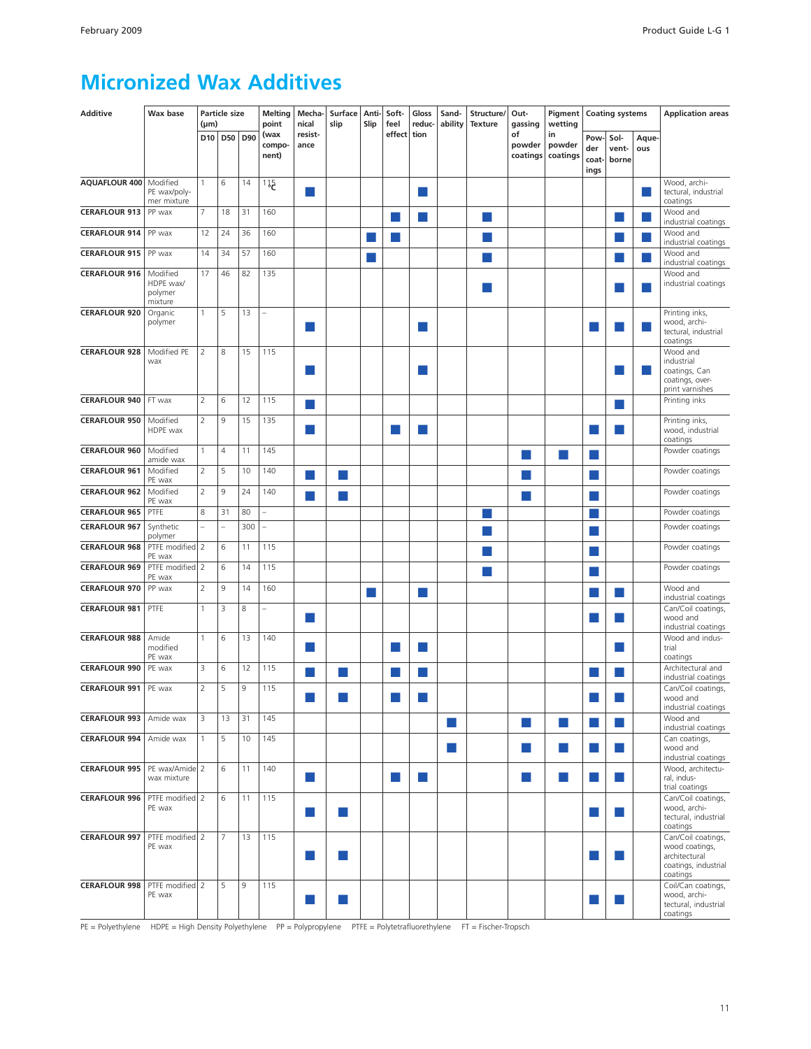# Micronized Wax Additives

| Additive | Wax base | Particle size (µm) | | | Melting point (wax compo-nent) | Mecha-nical resist-ance | Surface slip | Anti-Slip | Soft-feel effect | Gloss reduc-tion | Sand-ability | Structure/ Texture | Out-gassing of powder coatings | Pigment wetting in powder coatings | Coating systems | | | Application areas |
|---|---|---|---|---|---|---|---|---|---|---|---|---|---|---|---|---|---|---|
| | | D10 | D50 | D90 | | | | | | | | | | | Pow-der coat-ings | Sol-vent-borne | Aque-ous | |
| **AQUAFLOUR 400** | Modified PE wax/poly-mer mixture | 1 | 6 | 14 | 115 °C | ■ | | | | ■ | | | | | | | ■ | Wood, archi-tectural, industrial coatings |
| **CERAFLOUR 913** | PP wax | 7 | 18 | 31 | 160 | | | | ■ | ■ | | ■ | | | | ■ | ■ | Wood and industrial coatings |
| **CERAFLOUR 914** | PP wax | 12 | 24 | 36 | 160 | | | ■ | ■ | | | ■ | | | | ■ | ■ | Wood and industrial coatings |
| **CERAFLOUR 915** | PP wax | 14 | 34 | 57 | 160 | | | ■ | | | | ■ | | | | ■ | ■ | Wood and industrial coatings |
| **CERAFLOUR 916** | Modified HDPE wax/ polymer mixture | 17 | 46 | 82 | 135 | | | | | | | ■ | | | | ■ | ■ | Wood and industrial coatings |
| **CERAFLOUR 920** | Organic polymer | 1 | 5 | 13 | – | ■ | | | | ■ | | | | | ■ | ■ | ■ | Printing inks, wood, archi-tectural, industrial coatings |
| **CERAFLOUR 928** | Modified PE wax | 2 | 8 | 15 | 115 | ■ | | | | ■ | | | | | | ■ | ■ | Wood and industrial coatings, Can coatings, over-print varnishes |
| **CERAFLOUR 940** | FT wax | 2 | 6 | 12 | 115 | ■ | | | | | | | | | | ■ | | Printing inks |
| **CERAFLOUR 950** | Modified HDPE wax | 2 | 9 | 15 | 135 | ■ | | | ■ | ■ | | | | | ■ | ■ | | Printing inks, wood, industrial coatings |
| **CERAFLOUR 960** | Modified amide wax | 1 | 4 | 11 | 145 | | | | | | | | ■ | ■ | ■ | | | Powder coatings |
| **CERAFLOUR 961** | Modified PE wax | 2 | 5 | 10 | 140 | ■ | ■ | | | | | | ■ | | ■ | | | Powder coatings |
| **CERAFLOUR 962** | Modified PE wax | 2 | 9 | 24 | 140 | ■ | ■ | | | | | | ■ | | ■ | | | Powder coatings |
| **CERAFLOUR 965** | PTFE | 8 | 31 | 80 | – | | | | | | | ■ | | | ■ | | | Powder coatings |
| **CERAFLOUR 967** | Synthetic polymer | – | – | 300 | – | | | | | | | ■ | | | ■ | | | Powder coatings |
| **CERAFLOUR 968** | PTFE modified PE wax | 2 | 6 | 11 | 115 | | | | | | | ■ | | | ■ | | | Powder coatings |
| **CERAFLOUR 969** | PTFE modified PE wax | 2 | 6 | 14 | 115 | | | | | | | ■ | | | ■ | | | Powder coatings |
| **CERAFLOUR 970** | PP wax | 2 | 9 | 14 | 160 | | | ■ | | ■ | | | | | ■ | ■ | | Wood and industrial coatings |
| **CERAFLOUR 981** | PTFE | 1 | 3 | 8 | – | ■ | | | | | | | | | ■ | ■ | | Can/Coil coatings, wood and industrial coatings |
| **CERAFLOUR 988** | Amide modified PE wax | 1 | 6 | 13 | 140 | ■ | | | ■ | ■ | | | | | | ■ | | Wood and indus-trial coatings |
| **CERAFLOUR 990** | PE wax | 3 | 6 | 12 | 115 | ■ | ■ | | ■ | ■ | | | | | ■ | ■ | | Architectural and industrial coatings |
| **CERAFLOUR 991** | PE wax | 2 | 5 | 9 | 115 | ■ | ■ | | ■ | ■ | | | | | ■ | ■ | | Can/Coil coatings, wood and industrial coatings |
| **CERAFLOUR 993** | Amide wax | 3 | 13 | 31 | 145 | | | | | | ■ | | ■ | ■ | ■ | ■ | | Wood and industrial coatings |
| **CERAFLOUR 994** | Amide wax | 1 | 5 | 10 | 145 | | | | | | ■ | | ■ | ■ | ■ | ■ | | Can coatings, wood and industrial coatings |
| **CERAFLOUR 995** | PE wax/Amide wax mixture | 2 | 6 | 11 | 140 | ■ | | | ■ | ■ | | | ■ | ■ | ■ | ■ | | Wood, architectu-ral, indus-trial coatings |
| **CERAFLOUR 996** | PTFE modified PE wax | 2 | 6 | 11 | 115 | ■ | ■ | | | | | | | | ■ | ■ | | Can/Coil coatings, wood, archi-tectural, industrial coatings |
| **CERAFLOUR 997** | PTFE modified PE wax | 2 | 7 | 13 | 115 | ■ | ■ | | | | | | | | ■ | ■ | | Can/Coil coatings, wood coatings, architectural coatings, industrial coatings |
| **CERAFLOUR 998** | PTFE modified PE wax | 2 | 5 | 9 | 115 | ■ | ■ | | | | | | | | ■ | ■ | | Coil/Can coatings, wood, archi-tectural, industrial coatings |

PE = Polyethylene HDPE = High Density Polyethylene PP = Polypropylene PTFE = Polytetrafluorethylene FT = Fischer-Tropsch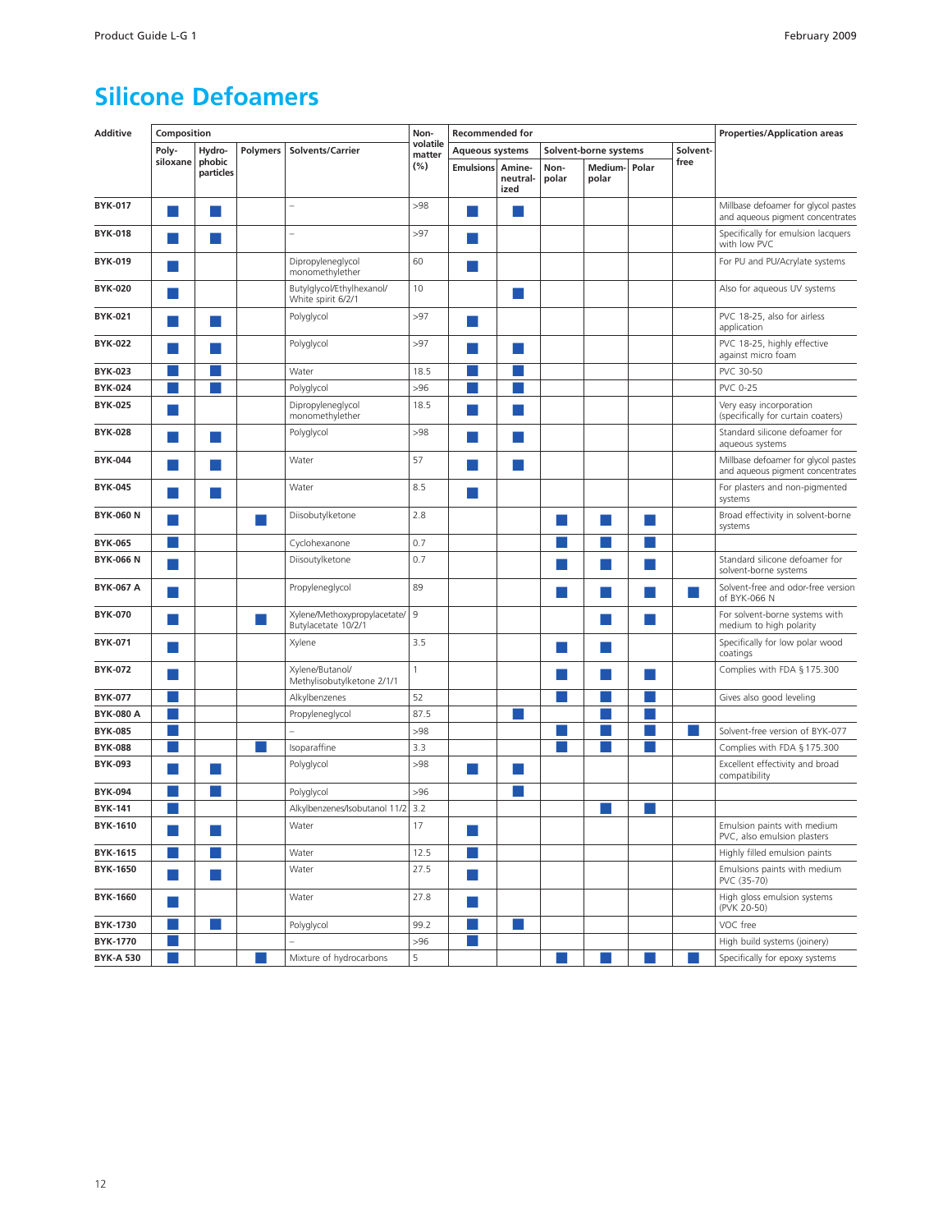# Silicone Defoamers

| Additive | Composition | | | | Non-volatile matter (%) | Recommended for | | | | | | Properties/Application areas |
|---|---|---|---|---|---|---|---|---|---|---|---|---|
| | Poly-siloxane | Hydro-phobic particles | Polymers | Solvents/Carrier | | Aqueous systems | | Solvent-borne systems | | | Solvent-free | |
| | | | | | | Emulsions | Amine-neutral-ized | Non-polar | Medium-polar | Polar | | |
| BYK-017 | ■ | ■ | | – | >98 | ■ | ■ | | | | | Millbase defoamer for glycol pastes and aqueous pigment concentrates |
| BYK-018 | ■ | ■ | | – | >97 | ■ | | | | | | Specifically for emulsion lacquers with low PVC |
| BYK-019 | ■ | | | Dipropyleneglycol monomethylether | 60 | ■ | | | | | | For PU and PU/Acrylate systems |
| BYK-020 | ■ | | | Butylglycol/Ethylhexanol/ White spirit 6/2/1 | 10 | | ■ | | | | | Also for aqueous UV systems |
| BYK-021 | ■ | ■ | | Polyglycol | >97 | ■ | | | | | | PVC 18-25, also for airless application |
| BYK-022 | ■ | ■ | | Polyglycol | >97 | ■ | ■ | | | | | PVC 18-25, highly effective against micro foam |
| BYK-023 | ■ | ■ | | Water | 18.5 | ■ | ■ | | | | | PVC 30-50 |
| BYK-024 | ■ | ■ | | Polyglycol | >96 | ■ | ■ | | | | | PVC 0-25 |
| BYK-025 | ■ | | | Dipropyleneglycol monomethylether | 18.5 | ■ | ■ | | | | | Very easy incorporation (specifically for curtain coaters) |
| BYK-028 | ■ | ■ | | Polyglycol | >98 | ■ | ■ | | | | | Standard silicone defoamer for aqueous systems |
| BYK-044 | ■ | ■ | | Water | 57 | ■ | ■ | | | | | Millbase defoamer for glycol pastes and aqueous pigment concentrates |
| BYK-045 | ■ | ■ | | Water | 8.5 | ■ | | | | | | For plasters and non-pigmented systems |
| BYK-060 N | ■ | | ■ | Diisobutylketone | 2.8 | | | ■ | ■ | ■ | | Broad effectivity in solvent-borne systems |
| BYK-065 | ■ | | | Cyclohexanone | 0.7 | | | ■ | ■ | ■ | | |
| BYK-066 N | ■ | | | Diisoutylketone | 0.7 | | | ■ | ■ | ■ | | Standard silicone defoamer for solvent-borne systems |
| BYK-067 A | ■ | | | Propyleneglycol | 89 | | | ■ | ■ | ■ | ■ | Solvent-free and odor-free version of BYK-066 N |
| BYK-070 | ■ | | ■ | Xylene/Methoxypropylacetate/ Butylacetate 10/2/1 | 9 | | | | ■ | ■ | | For solvent-borne systems with medium to high polarity |
| BYK-071 | ■ | | | Xylene | 3.5 | | | ■ | ■ | | | Specifically for low polar wood coatings |
| BYK-072 | ■ | | | Xylene/Butanol/ Methylisobutylketone 2/1/1 | 1 | | | ■ | ■ | ■ | | Complies with FDA § 175.300 |
| BYK-077 | ■ | | | Alkylbenzenes | 52 | | | ■ | ■ | ■ | | Gives also good leveling |
| BYK-080 A | ■ | | | Propyleneglycol | 87.5 | | ■ | | ■ | ■ | | |
| BYK-085 | ■ | | | – | >98 | | | ■ | ■ | ■ | ■ | Solvent-free version of BYK-077 |
| BYK-088 | ■ | | ■ | Isoparaffine | 3.3 | | | ■ | ■ | ■ | | Complies with FDA § 175.300 |
| BYK-093 | ■ | ■ | | Polyglycol | >98 | ■ | ■ | | | | | Excellent effectivity and broad compatibility |
| BYK-094 | ■ | ■ | | Polyglycol | >96 | | ■ | | | | | |
| BYK-141 | ■ | | | Alkylbenzenes/Isobutanol 11/2 | 3.2 | | | | ■ | ■ | | |
| BYK-1610 | ■ | ■ | | Water | 17 | ■ | | | | | | Emulsion paints with medium PVC, also emulsion plasters |
| BYK-1615 | ■ | ■ | | Water | 12.5 | ■ | | | | | | Highly filled emulsion paints |
| BYK-1650 | ■ | ■ | | Water | 27.5 | ■ | | | | | | Emulsions paints with medium PVC (35-70) |
| BYK-1660 | ■ | | | Water | 27.8 | ■ | | | | | | High gloss emulsion systems (PVK 20-50) |
| BYK-1730 | ■ | ■ | | Polyglycol | 99.2 | ■ | ■ | | | | | VOC free |
| BYK-1770 | ■ | | | – | >96 | ■ | | | | | | High build systems (joinery) |
| BYK-A 530 | ■ | | ■ | Mixture of hydrocarbons | 5 | | | ■ | ■ | ■ | ■ | Specifically for epoxy systems |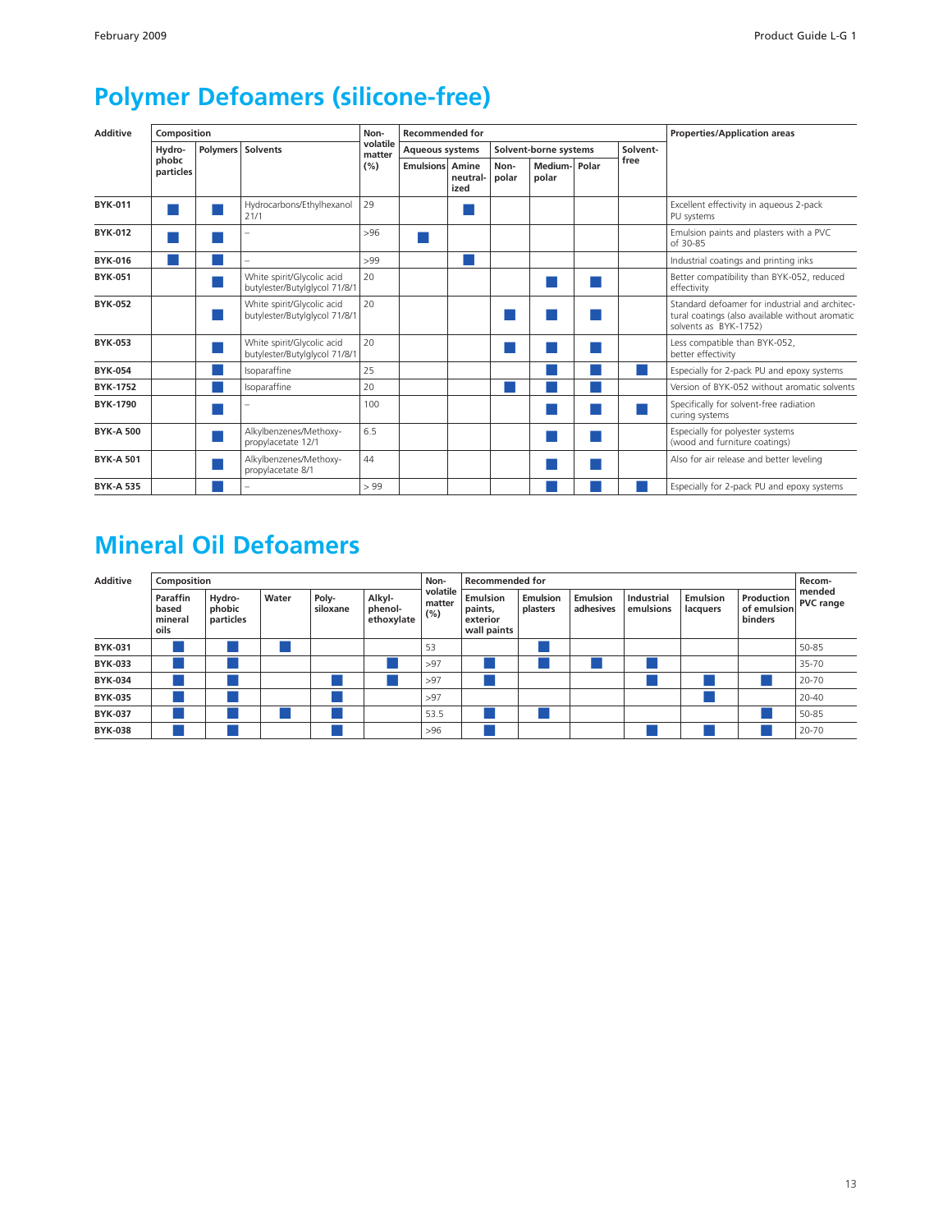# Polymer Defoamers (silicone-free)

| Additive | Composition | | | Non-volatile matter (%) | Recommended for | | | | | | Properties/Application areas |
|---|---|---|---|---|---|---|---|---|---|---|---|
| | Hydro-phobc particles | Polymers | Solvents | | Aqueous systems | | Solvent-borne systems | | | Solvent-free | |
| | | | | | Emulsions | Amine neutral-ized | Non-polar | Medium-polar | Polar | | |
| **BYK-011** | ■ | ■ | Hydrocarbons/Ethylhexanol 21/1 | 29 | | ■ | | | | | Excellent effectivity in aqueous 2-pack PU systems |
| **BYK-012** | ■ | ■ | – | >96 | ■ | | | | | | Emulsion paints and plasters with a PVC of 30-85 |
| **BYK-016** | ■ | ■ | – | >99 | | ■ | | | | | Industrial coatings and printing inks |
| **BYK-051** | | ■ | White spirit/Glycolic acid butylester/Butylglycol 71/8/1 | 20 | | | | ■ | ■ | | Better compatibility than BYK-052, reduced effectivity |
| **BYK-052** | | ■ | White spirit/Glycolic acid butylester/Butylglycol 71/8/1 | 20 | | | ■ | ■ | ■ | | Standard defoamer for industrial and architectural coatings (also available without aromatic solvents as BYK-1752) |
| **BYK-053** | | ■ | White spirit/Glycolic acid butylester/Butylglycol 71/8/1 | 20 | | | ■ | ■ | ■ | | Less compatible than BYK-052, better effectivity |
| **BYK-054** | | ■ | Isoparaffine | 25 | | | | ■ | ■ | ■ | Especially for 2-pack PU and epoxy systems |
| **BYK-1752** | | ■ | Isoparaffine | 20 | | | ■ | ■ | ■ | | Version of BYK-052 without aromatic solvents |
| **BYK-1790** | | ■ | – | 100 | | | | ■ | ■ | ■ | Specifically for solvent-free radiation curing systems |
| **BYK-A 500** | | ■ | Alkylbenzenes/Methoxy-propylacetate 12/1 | 6.5 | | | | ■ | ■ | | Especially for polyester systems (wood and furniture coatings) |
| **BYK-A 501** | | ■ | Alkylbenzenes/Methoxy-propylacetate 8/1 | 44 | | | | ■ | ■ | | Also for air release and better leveling |
| **BYK-A 535** | | ■ | – | > 99 | | | | ■ | ■ | ■ | Especially for 2-pack PU and epoxy systems |

# Mineral Oil Defoamers

| Additive | Composition | | | | | Non-volatile matter (%) | Recommended for | | | | | | Recom-mended PVC range |
|---|---|---|---|---|---|---|---|---|---|---|---|---|---|
| | Paraffin based mineral oils | Hydro-phobic particles | Water | Poly-siloxane | Alkyl-phenol-ethoxylate | | Emulsion paints, exterior wall paints | Emulsion plasters | Emulsion adhesives | Industrial emulsions | Emulsion lacquers | Production of emulsion binders | |
| **BYK-031** | ■ | ■ | ■ | | | 53 | | ■ | | | | | 50-85 |
| **BYK-033** | ■ | ■ | | | ■ | >97 | ■ | ■ | ■ | ■ | | | 35-70 |
| **BYK-034** | ■ | ■ | | ■ | ■ | >97 | ■ | | | ■ | ■ | ■ | 20-70 |
| **BYK-035** | ■ | ■ | | ■ | | >97 | | | | | ■ | | 20-40 |
| **BYK-037** | ■ | ■ | ■ | ■ | | 53.5 | ■ | ■ | | | | ■ | 50-85 |
| **BYK-038** | ■ | ■ | | ■ | | >96 | ■ | | | ■ | ■ | ■ | 20-70 |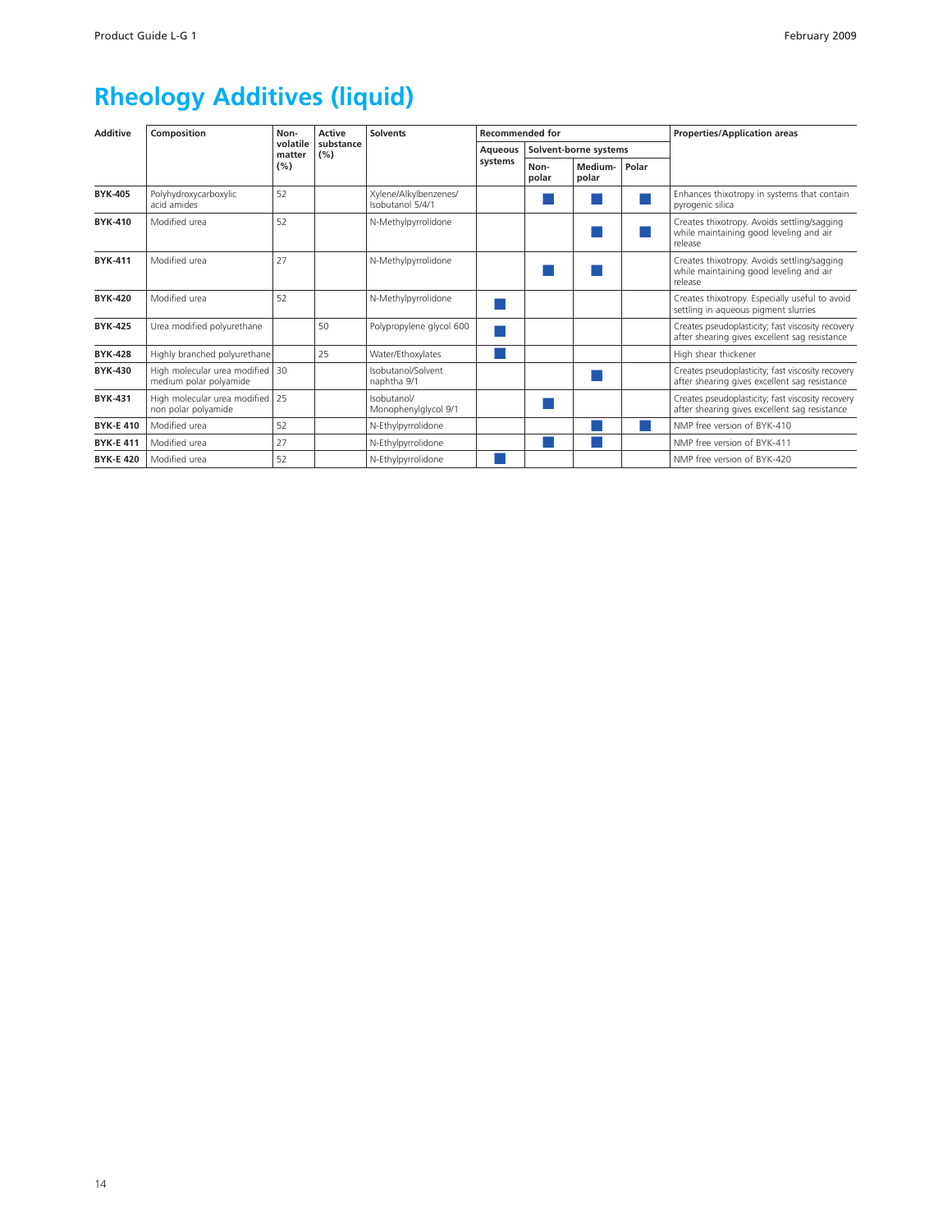# Rheology Additives (liquid)

| Additive | Composition | Non-volatile matter (%) | Active substance (%) | Solvents | Recommended for | | | | Properties/Application areas |
|---|---|---|---|---|---|---|---|---|---|
| | | | | | Aqueous systems | Solvent-borne systems | | | |
| | | | | | | Non-polar | Medium-polar | Polar | |
| **BYK-405** | Polyhydroxycarboxylic acid amides | 52 | | Xylene/Alkylbenzenes/ Isobutanol 5/4/1 | | ■ | ■ | ■ | Enhances thixotropy in systems that contain pyrogenic silica |
| **BYK-410** | Modified urea | 52 | | N-Methylpyrrolidone | | | ■ | ■ | Creates thixotropy. Avoids settling/sagging while maintaining good leveling and air release |
| **BYK-411** | Modified urea | 27 | | N-Methylpyrrolidone | | ■ | ■ | | Creates thixotropy. Avoids settling/sagging while maintaining good leveling and air release |
| **BYK-420** | Modified urea | 52 | | N-Methylpyrrolidone | ■ | | | | Creates thixotropy. Especially useful to avoid settling in aqueous pigment slurries |
| **BYK-425** | Urea modified polyurethane | | 50 | Polypropylene glycol 600 | ■ | | | | Creates pseudoplasticity; fast viscosity recovery after shearing gives excellent sag resistance |
| **BYK-428** | Highly branched polyurethane | | 25 | Water/Ethoxylates | ■ | | | | High shear thickener |
| **BYK-430** | High molecular urea modified medium polar polyamide | 30 | | Isobutanol/Solvent naphtha 9/1 | | | ■ | | Creates pseudoplasticity; fast viscosity recovery after shearing gives excellent sag resistance |
| **BYK-431** | High molecular urea modified non polar polyamide | 25 | | Isobutanol/ Monophenylglycol 9/1 | | ■ | | | Creates pseudoplasticity; fast viscosity recovery after shearing gives excellent sag resistance |
| **BYK-E 410** | Modified urea | 52 | | N-Ethylpyrrolidone | | | ■ | ■ | NMP free version of BYK-410 |
| **BYK-E 411** | Modified urea | 27 | | N-Ethylpyrrolidone | | ■ | ■ | | NMP free version of BYK-411 |
| **BYK-E 420** | Modified urea | 52 | | N-Ethylpyrrolidone | ■ | | | | NMP free version of BYK-420 |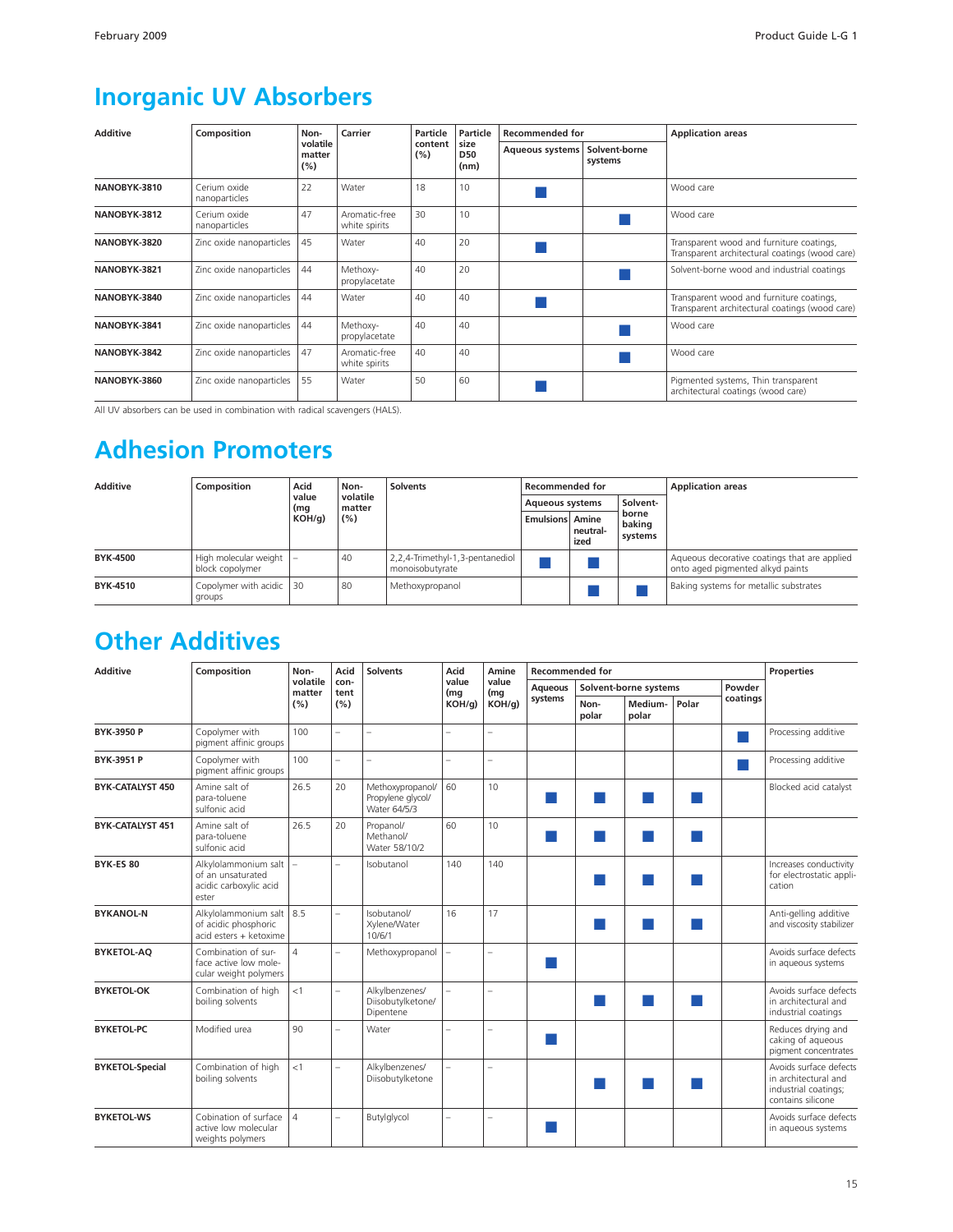// Inorganic UV Absorbers

| Additive | Composition | Non-volatile matter (%) | Carrier | Particle content (%) | Particle size D50 (nm) | Recommended for | | Application areas |
|---|---|---|---|---|---|---|---|---|
| | | | | | | Aqueous systems | Solvent-borne systems | |
| **NANOBYK-3810** | Cerium oxide nanoparticles | 22 | Water | 18 | 10 | ■ | | Wood care |
| **NANOBYK-3812** | Cerium oxide nanoparticles | 47 | Aromatic-free white spirits | 30 | 10 | | ■ | Wood care |
| **NANOBYK-3820** | Zinc oxide nanoparticles | 45 | Water | 40 | 20 | ■ | | Transparent wood and furniture coatings, Transparent architectural coatings (wood care) |
| **NANOBYK-3821** | Zinc oxide nanoparticles | 44 | Methoxy-propylacetate | 40 | 20 | | ■ | Solvent-borne wood and industrial coatings |
| **NANOBYK-3840** | Zinc oxide nanoparticles | 44 | Water | 40 | 40 | ■ | | Transparent wood and furniture coatings, Transparent architectural coatings (wood care) |
| **NANOBYK-3841** | Zinc oxide nanoparticles | 44 | Methoxy-propylacetate | 40 | 40 | | ■ | Wood care |
| **NANOBYK-3842** | Zinc oxide nanoparticles | 47 | Aromatic-free white spirits | 40 | 40 | | ■ | Wood care |
| **NANOBYK-3860** | Zinc oxide nanoparticles | 55 | Water | 50 | 60 | ■ | | Pigmented systems, Thin transparent architectural coatings (wood care) |

All UV absorbers can be used in combination with radical scavengers (HALS).

# Adhesion Promoters

| Additive | Composition | Acid value (mg KOH/g) | Non-volatile matter (%) | Solvents | Recommended for | | | Application areas |
|---|---|---|---|---|---|---|---|---|
| | | | | | Aqueous systems | | Solvent-borne baking systems | |
| | | | | | Emulsions | Amine neutral-ized | | |
| **BYK-4500** | High molecular weight block copolymer | – | 40 | 2,2,4-Trimethyl-1,3-pentanediol monoisobutyrate | ■ | ■ | | Aqueous decorative coatings that are applied onto aged pigmented alkyd paints |
| **BYK-4510** | Copolymer with acidic groups | 30 | 80 | Methoxypropanol | | ■ | ■ | Baking systems for metallic substrates |

# Other Additives

| Additive | Composition | Non-volatile matter (%) | Acid con-tent (%) | Solvents | Acid value (mg KOH/g) | Amine value (mg KOH/g) | Recommended for | | | | | Properties |
|---|---|---|---|---|---|---|---|---|---|---|---|---|
| | | | | | | | Aqueous systems | Solvent-borne systems | | | Powder coatings | |
| | | | | | | | | Non-polar | Medium-polar | Polar | | |
| **BYK-3950 P** | Copolymer with pigment affinic groups | 100 | – | – | – | – | | | | | ■ | Processing additive |
| **BYK-3951 P** | Copolymer with pigment affinic groups | 100 | – | – | – | – | | | | | ■ | Processing additive |
| **BYK-CATALYST 450** | Amine salt of para-toluene sulfonic acid | 26.5 | 20 | Methoxypropanol/ Propylene glycol/ Water 64/5/3 | 60 | 10 | ■ | ■ | ■ | ■ | | Blocked acid catalyst |
| **BYK-CATALYST 451** | Amine salt of para-toluene sulfonic acid | 26.5 | 20 | Propanol/ Methanol/ Water 58/10/2 | 60 | 10 | ■ | ■ | ■ | ■ | | |
| **BYK-ES 80** | Alkylolammonium salt of an unsaturated acidic carboxylic acid ester | – | – | Isobutanol | 140 | 140 | | ■ | ■ | ■ | | Increases conductivity for electrostatic application |
| **BYKANOL-N** | Alkylolammonium salt of acidic phosphoric acid esters + ketoxime | 8.5 | – | Isobutanol/ Xylene/Water 10/6/1 | 16 | 17 | | ■ | ■ | ■ | | Anti-gelling additive and viscosity stabilizer |
| **BYKETOL-AQ** | Combination of surface active low molecular weight polymers | 4 | – | Methoxypropanol | – | – | ■ | | | | | Avoids surface defects in aqueous systems |
| **BYKETOL-OK** | Combination of high boiling solvents | <1 | – | Alkylbenzenes/ Diisobutylketone/ Dipentene | – | – | | ■ | ■ | ■ | | Avoids surface defects in architectural and industrial coatings |
| **BYKETOL-PC** | Modified urea | 90 | – | Water | – | – | ■ | | | | | Reduces drying and caking of aqueous pigment concentrates |
| **BYKETOL-Special** | Combination of high boiling solvents | <1 | – | Alkylbenzenes/ Diisobutylketone | – | – | | ■ | ■ | ■ | | Avoids surface defects in architectural and industrial coatings; contains silicone |
| **BYKETOL-WS** | Cobination of surface active low molecular weights polymers | 4 | – | Butylglycol | – | – | ■ | | | | | Avoids surface defects in aqueous systems |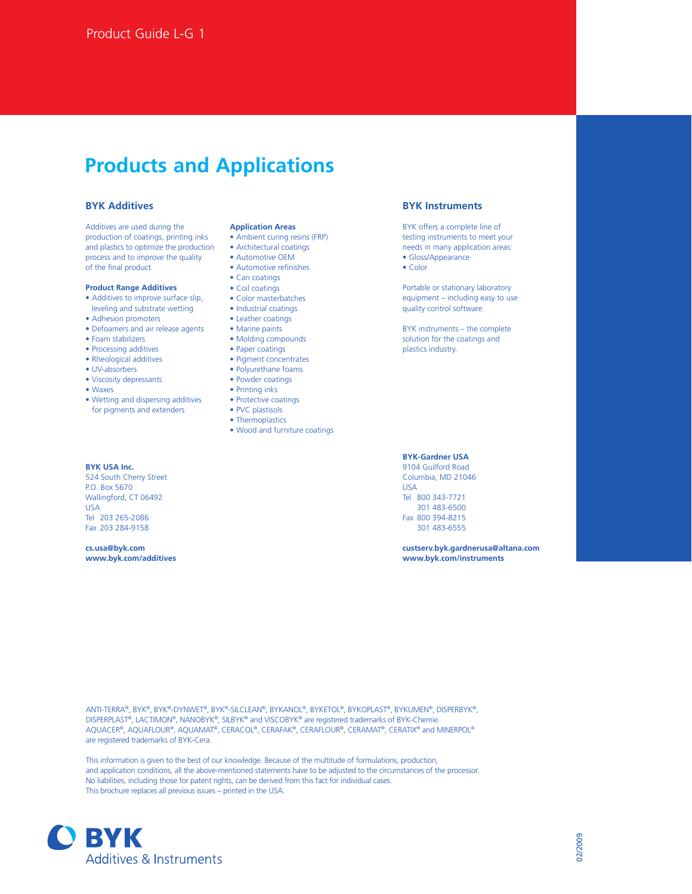Product Guide L-G 1

# Products and Applications

## BYK Additives

Additives are used during the production of coatings, printing inks and plastics to optimize the production process and to improve the quality of the final product.

**Product Range Additives**

- Additives to improve surface slip, leveling and substrate wetting
- Adhesion promoters
- Defoamers and air release agents
- Foam stabilizers
- Processing additives
- Rheological additives
- UV-absorbers
- Viscosity depressants
- Waxes
- Wetting and dispersing additives for pigments and extenders

**Application Areas**

- Ambient curing resins (FRP)
- Architectural coatings
- Automotive OEM
- Automotive refinishes
- Can coatings
- Coil coatings
- Color masterbatches
- Industrial coatings
- Leather coatings
- Marine paints
- Molding compounds
- Paper coatings
- Pigment concentrates
- Polyurethane foams
- Powder coatings
- Printing inks
- Protective coatings
- PVC plastisols
- Thermoplastics
- Wood and furniture coatings

**BYK USA Inc.**
524 South Cherry Street
P.O. Box 5670
Wallingford, CT 06492
USA
Tel 203 265-2086
Fax 203 284-9158

**cs.usa@byk.com**
**www.byk.com/additives**

## BYK Instruments

BYK offers a complete line of testing instruments to meet your needs in many application areas:

- Gloss/Appearance
- Color

Portable or stationary laboratory equipment – including easy to use quality control software.

BYK instruments – the complete solution for the coatings and plastics industry.

**BYK-Gardner USA**
9104 Guilford Road
Columbia, MD 21046
USA
Tel 800 343-7721
301 483-6500
Fax 800 394-8215
301 483-6555

**custserv.byk.gardnerusa@altana.com**
**www.byk.com/instruments**

ANTI-TERRA®, BYK®, BYK®-DYNWET®, BYK®-SILCLEAN®, BYKANOL®, BYKETOL®, BYKOPLAST®, BYKUMEN®, DISPERBYK®, DISPERPLAST®, LACTIMON®, NANOBYK®, SILBYK® and VISCOBYK® are registered trademarks of BYK-Chemie.
AQUACER®, AQUAFLOUR®, AQUAMAT®, CERACOL®, CERAFAK®, CERAFLOUR®, CERAMAT®, CERATIX® and MINERPOL® are registered trademarks of BYK-Cera.

This information is given to the best of our knowledge. Because of the multitude of formulations, production, and application conditions, all the above-mentioned statements have to be adjusted to the circumstances of the processor. No liabilities, including those for patent rights, can be derived from this fact for individual cases.
This brochure replaces all previous issues – printed in the USA.

BYK
Additives & Instruments

02/2009